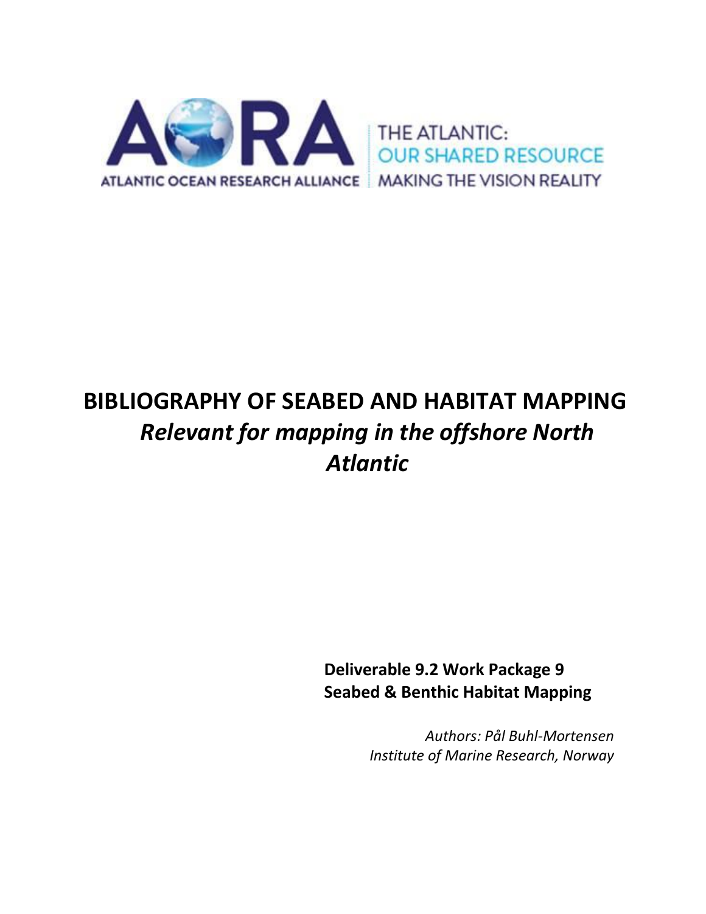AORA
ATLANTIC OCEAN RESEARCH ALLIANCE

THE ATLANTIC:
OUR SHARED RESOURCE
MAKING THE VISION REALITY

# BIBLIOGRAPHY OF SEABED AND HABITAT MAPPING

## *Relevant for mapping in the offshore North Atlantic*

**Deliverable 9.2 Work Package 9**
**Seabed & Benthic Habitat Mapping**

*Authors: Pål Buhl-Mortensen*
*Institute of Marine Research, Norway*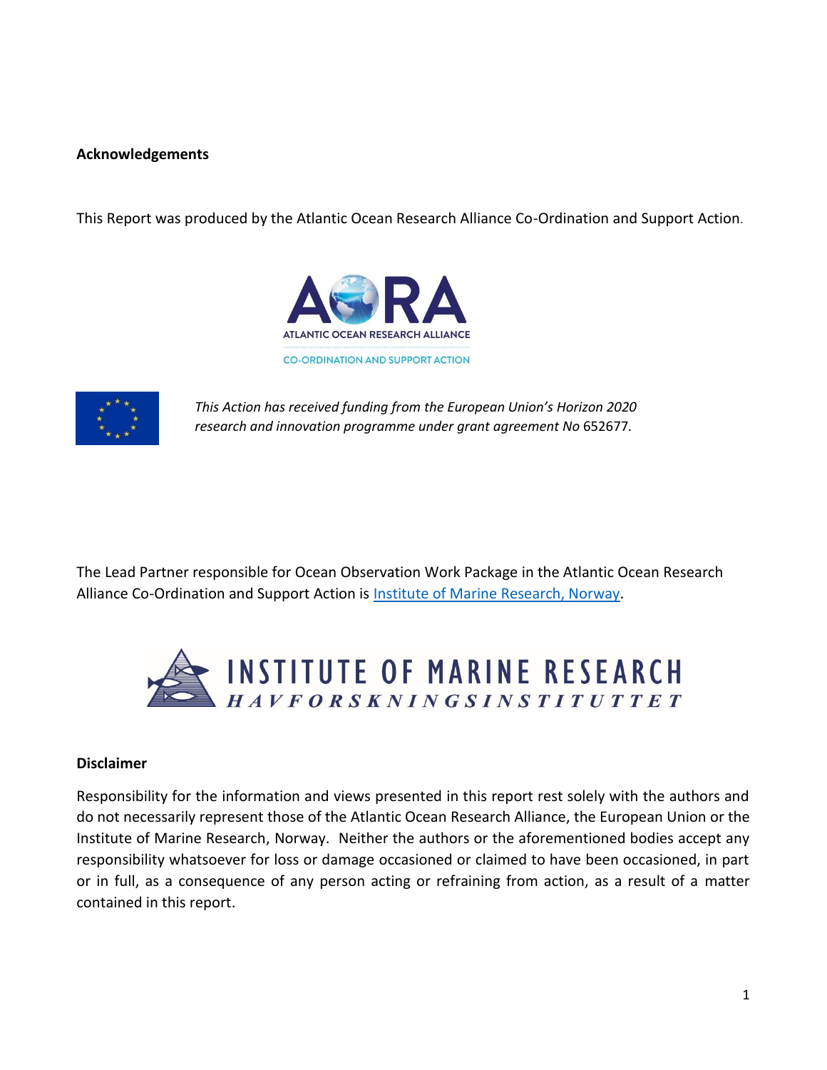**Acknowledgements**

This Report was produced by the Atlantic Ocean Research Alliance Co-Ordination and Support Action.

*This Action has received funding from the European Union's Horizon 2020 research and innovation programme under grant agreement No* 652677*.*

The Lead Partner responsible for Ocean Observation Work Package in the Atlantic Ocean Research Alliance Co-Ordination and Support Action is Institute of Marine Research, Norway.

**Disclaimer**

Responsibility for the information and views presented in this report rest solely with the authors and do not necessarily represent those of the Atlantic Ocean Research Alliance, the European Union or the Institute of Marine Research, Norway. Neither the authors or the aforementioned bodies accept any responsibility whatsoever for loss or damage occasioned or claimed to have been occasioned, in part or in full, as a consequence of any person acting or refraining from action, as a result of a matter contained in this report.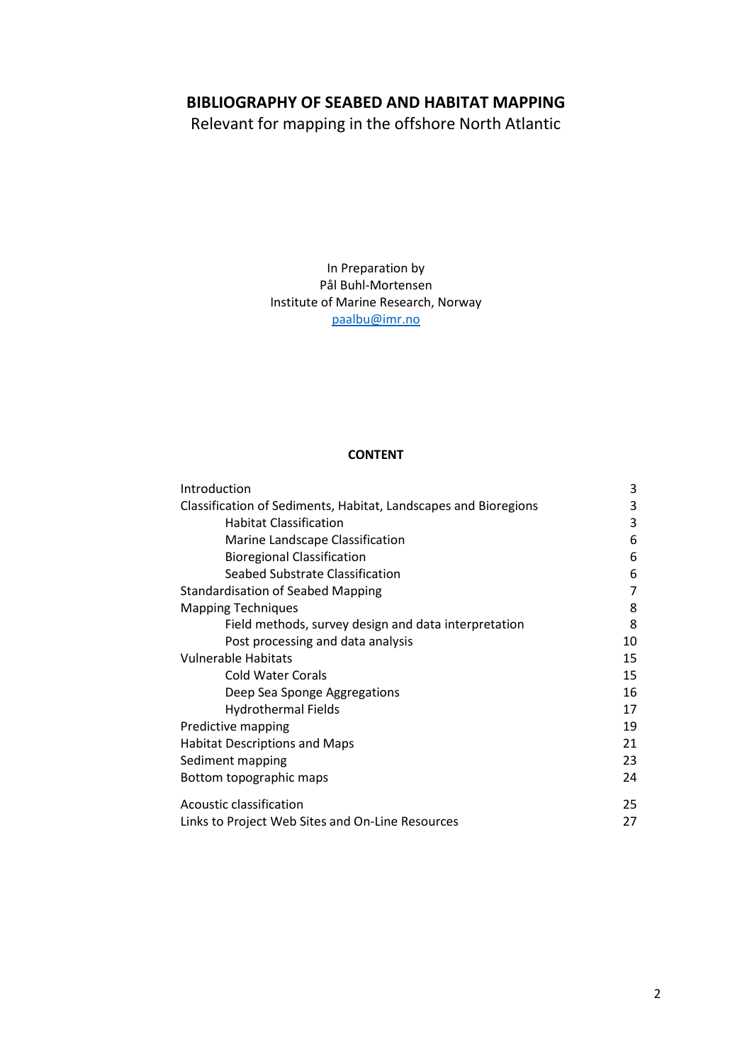# BIBLIOGRAPHY OF SEABED AND HABITAT MAPPING

Relevant for mapping in the offshore North Atlantic

In Preparation by
Pål Buhl-Mortensen
Institute of Marine Research, Norway
paalbu@imr.no

## CONTENT

| | |
|---|---|
| Introduction | 3 |
| Classification of Sediments, Habitat, Landscapes and Bioregions | 3 |
| Habitat Classification | 3 |
| Marine Landscape Classification | 6 |
| Bioregional Classification | 6 |
| Seabed Substrate Classification | 6 |
| Standardisation of Seabed Mapping | 7 |
| Mapping Techniques | 8 |
| Field methods, survey design and data interpretation | 8 |
| Post processing and data analysis | 10 |
| Vulnerable Habitats | 15 |
| Cold Water Corals | 15 |
| Deep Sea Sponge Aggregations | 16 |
| Hydrothermal Fields | 17 |
| Predictive mapping | 19 |
| Habitat Descriptions and Maps | 21 |
| Sediment mapping | 23 |
| Bottom topographic maps | 24 |
| Acoustic classification | 25 |
| Links to Project Web Sites and On-Line Resources | 27 |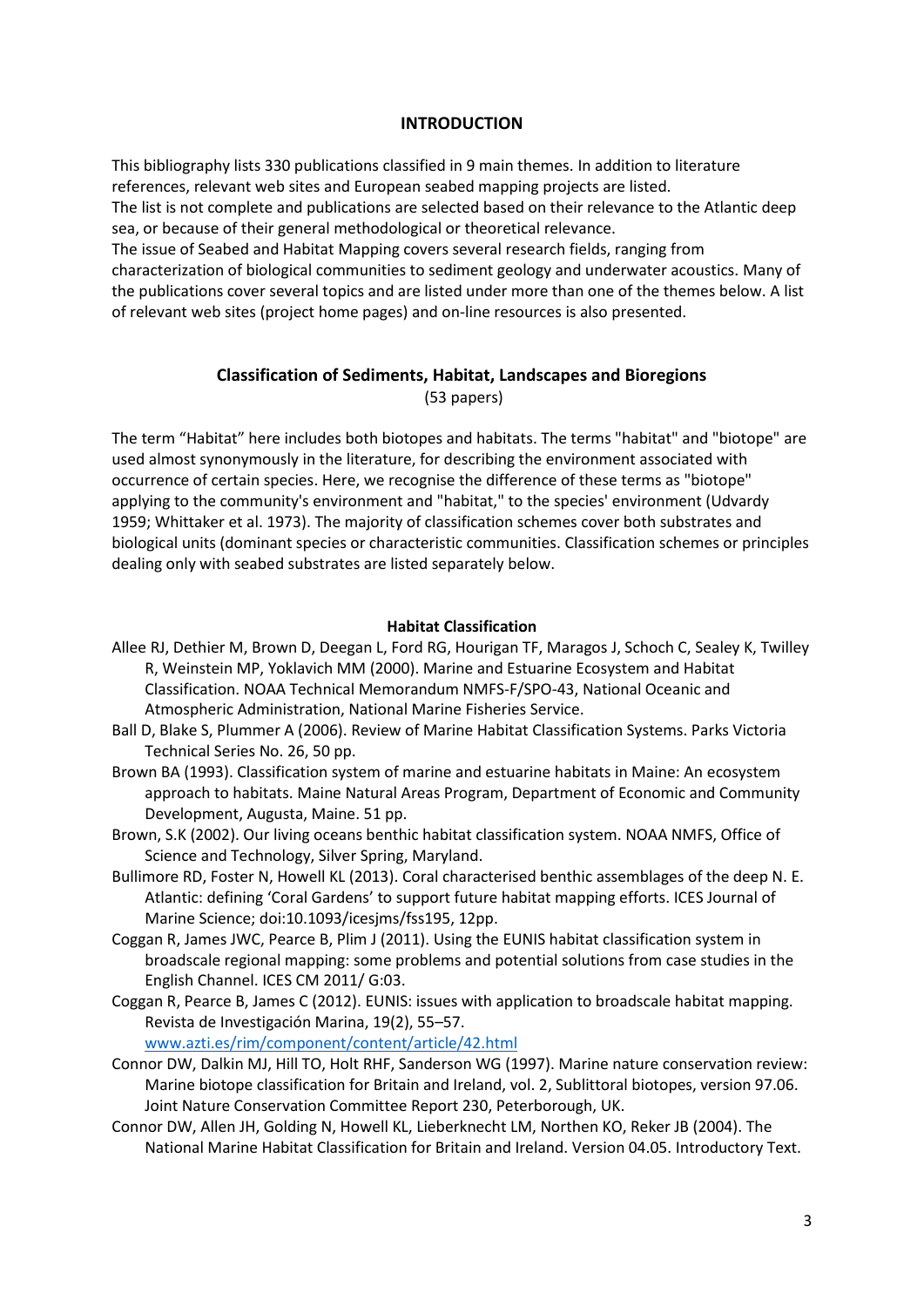## INTRODUCTION

This bibliography lists 330 publications classified in 9 main themes. In addition to literature references, relevant web sites and European seabed mapping projects are listed.
The list is not complete and publications are selected based on their relevance to the Atlantic deep sea, or because of their general methodological or theoretical relevance.
The issue of Seabed and Habitat Mapping covers several research fields, ranging from characterization of biological communities to sediment geology and underwater acoustics. Many of the publications cover several topics and are listed under more than one of the themes below. A list of relevant web sites (project home pages) and on-line resources is also presented.

## Classification of Sediments, Habitat, Landscapes and Bioregions

(53 papers)

The term "Habitat" here includes both biotopes and habitats. The terms "habitat" and "biotope" are used almost synonymously in the literature, for describing the environment associated with occurrence of certain species. Here, we recognise the difference of these terms as "biotope" applying to the community's environment and "habitat," to the species' environment (Udvardy 1959; Whittaker et al. 1973). The majority of classification schemes cover both substrates and biological units (dominant species or characteristic communities. Classification schemes or principles dealing only with seabed substrates are listed separately below.

### Habitat Classification

Allee RJ, Dethier M, Brown D, Deegan L, Ford RG, Hourigan TF, Maragos J, Schoch C, Sealey K, Twilley R, Weinstein MP, Yoklavich MM (2000). Marine and Estuarine Ecosystem and Habitat Classification. NOAA Technical Memorandum NMFS-F/SPO-43, National Oceanic and Atmospheric Administration, National Marine Fisheries Service.

Ball D, Blake S, Plummer A (2006). Review of Marine Habitat Classification Systems. Parks Victoria Technical Series No. 26, 50 pp.

Brown BA (1993). Classification system of marine and estuarine habitats in Maine: An ecosystem approach to habitats. Maine Natural Areas Program, Department of Economic and Community Development, Augusta, Maine. 51 pp.

Brown, S.K (2002). Our living oceans benthic habitat classification system. NOAA NMFS, Office of Science and Technology, Silver Spring, Maryland.

Bullimore RD, Foster N, Howell KL (2013). Coral characterised benthic assemblages of the deep N. E. Atlantic: defining 'Coral Gardens' to support future habitat mapping efforts. ICES Journal of Marine Science; doi:10.1093/icesjms/fss195, 12pp.

Coggan R, James JWC, Pearce B, Plim J (2011). Using the EUNIS habitat classification system in broadscale regional mapping: some problems and potential solutions from case studies in the English Channel. ICES CM 2011/ G:03.

Coggan R, Pearce B, James C (2012). EUNIS: issues with application to broadscale habitat mapping. Revista de Investigación Marina, 19(2), 55–57. www.azti.es/rim/component/content/article/42.html

Connor DW, Dalkin MJ, Hill TO, Holt RHF, Sanderson WG (1997). Marine nature conservation review: Marine biotope classification for Britain and Ireland, vol. 2, Sublittoral biotopes, version 97.06. Joint Nature Conservation Committee Report 230, Peterborough, UK.

Connor DW, Allen JH, Golding N, Howell KL, Lieberknecht LM, Northen KO, Reker JB (2004). The National Marine Habitat Classification for Britain and Ireland. Version 04.05. Introductory Text.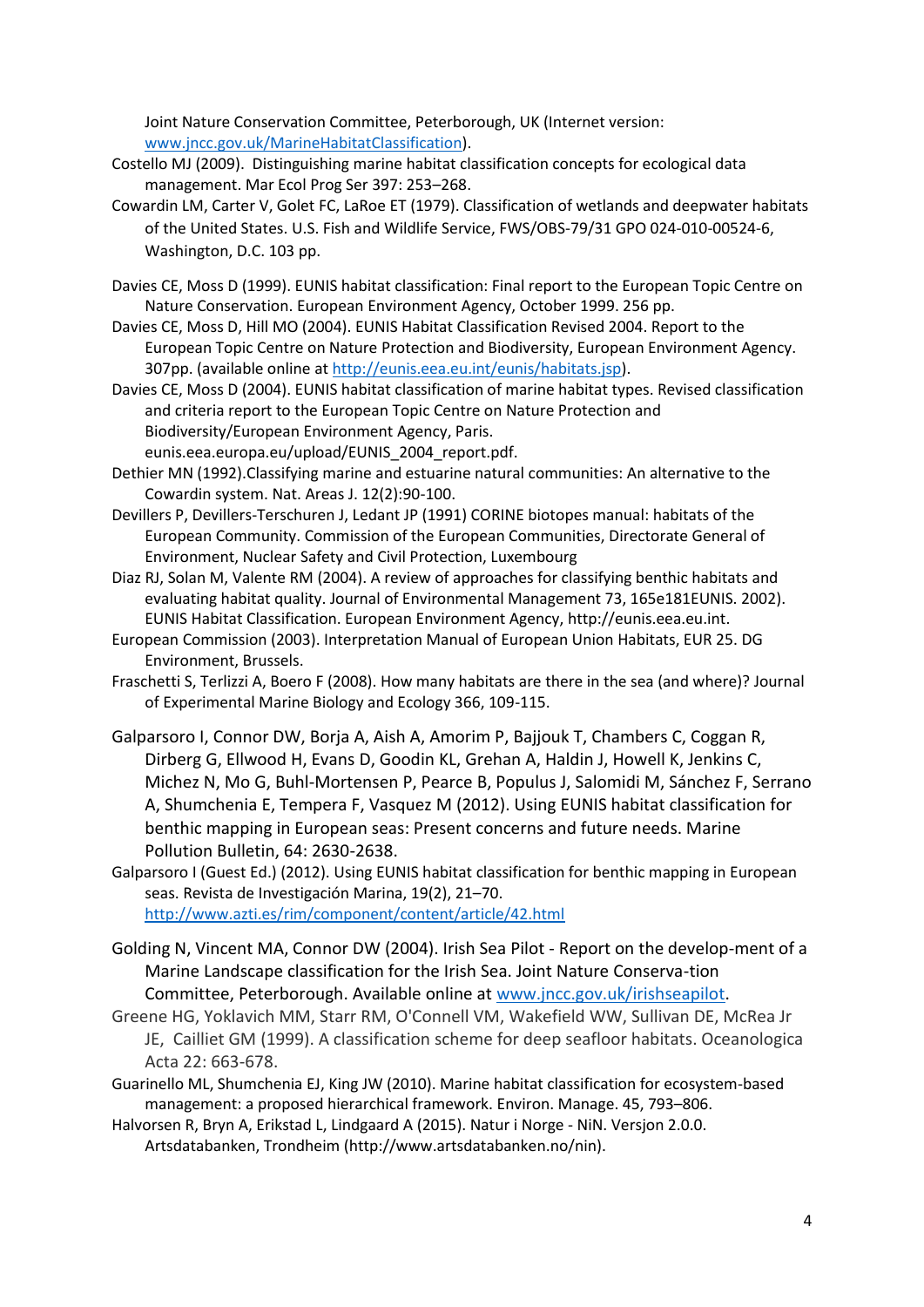Joint Nature Conservation Committee, Peterborough, UK (Internet version: www.jncc.gov.uk/MarineHabitatClassification).

Costello MJ (2009). Distinguishing marine habitat classification concepts for ecological data management. Mar Ecol Prog Ser 397: 253–268.

Cowardin LM, Carter V, Golet FC, LaRoe ET (1979). Classification of wetlands and deepwater habitats of the United States. U.S. Fish and Wildlife Service, FWS/OBS-79/31 GPO 024-010-00524-6, Washington, D.C. 103 pp.

Davies CE, Moss D (1999). EUNIS habitat classification: Final report to the European Topic Centre on Nature Conservation. European Environment Agency, October 1999. 256 pp.

Davies CE, Moss D, Hill MO (2004). EUNIS Habitat Classification Revised 2004. Report to the European Topic Centre on Nature Protection and Biodiversity, European Environment Agency. 307pp. (available online at http://eunis.eea.eu.int/eunis/habitats.jsp).

Davies CE, Moss D (2004). EUNIS habitat classification of marine habitat types. Revised classification and criteria report to the European Topic Centre on Nature Protection and Biodiversity/European Environment Agency, Paris. eunis.eea.europa.eu/upload/EUNIS_2004_report.pdf.

Dethier MN (1992).Classifying marine and estuarine natural communities: An alternative to the Cowardin system. Nat. Areas J. 12(2):90-100.

Devillers P, Devillers-Terschuren J, Ledant JP (1991) CORINE biotopes manual: habitats of the European Community. Commission of the European Communities, Directorate General of Environment, Nuclear Safety and Civil Protection, Luxembourg

Diaz RJ, Solan M, Valente RM (2004). A review of approaches for classifying benthic habitats and evaluating habitat quality. Journal of Environmental Management 73, 165e181EUNIS. 2002). EUNIS Habitat Classification. European Environment Agency, http://eunis.eea.eu.int.

European Commission (2003). Interpretation Manual of European Union Habitats, EUR 25. DG Environment, Brussels.

Fraschetti S, Terlizzi A, Boero F (2008). How many habitats are there in the sea (and where)? Journal of Experimental Marine Biology and Ecology 366, 109-115.

Galparsoro I, Connor DW, Borja A, Aish A, Amorim P, Bajjouk T, Chambers C, Coggan R, Dirberg G, Ellwood H, Evans D, Goodin KL, Grehan A, Haldin J, Howell K, Jenkins C, Michez N, Mo G, Buhl-Mortensen P, Pearce B, Populus J, Salomidi M, Sánchez F, Serrano A, Shumchenia E, Tempera F, Vasquez M (2012). Using EUNIS habitat classification for benthic mapping in European seas: Present concerns and future needs. Marine Pollution Bulletin, 64: 2630-2638.

Galparsoro I (Guest Ed.) (2012). Using EUNIS habitat classification for benthic mapping in European seas. Revista de Investigación Marina, 19(2), 21–70. http://www.azti.es/rim/component/content/article/42.html

Golding N, Vincent MA, Connor DW (2004). Irish Sea Pilot - Report on the develop-ment of a Marine Landscape classification for the Irish Sea. Joint Nature Conserva-tion Committee, Peterborough. Available online at www.jncc.gov.uk/irishseapilot.

Greene HG, Yoklavich MM, Starr RM, O'Connell VM, Wakefield WW, Sullivan DE, McRea Jr JE, Cailliet GM (1999). A classification scheme for deep seafloor habitats. Oceanologica Acta 22: 663-678.

Guarinello ML, Shumchenia EJ, King JW (2010). Marine habitat classification for ecosystem-based management: a proposed hierarchical framework. Environ. Manage. 45, 793–806.

Halvorsen R, Bryn A, Erikstad L, Lindgaard A (2015). Natur i Norge - NiN. Versjon 2.0.0. Artsdatabanken, Trondheim (http://www.artsdatabanken.no/nin).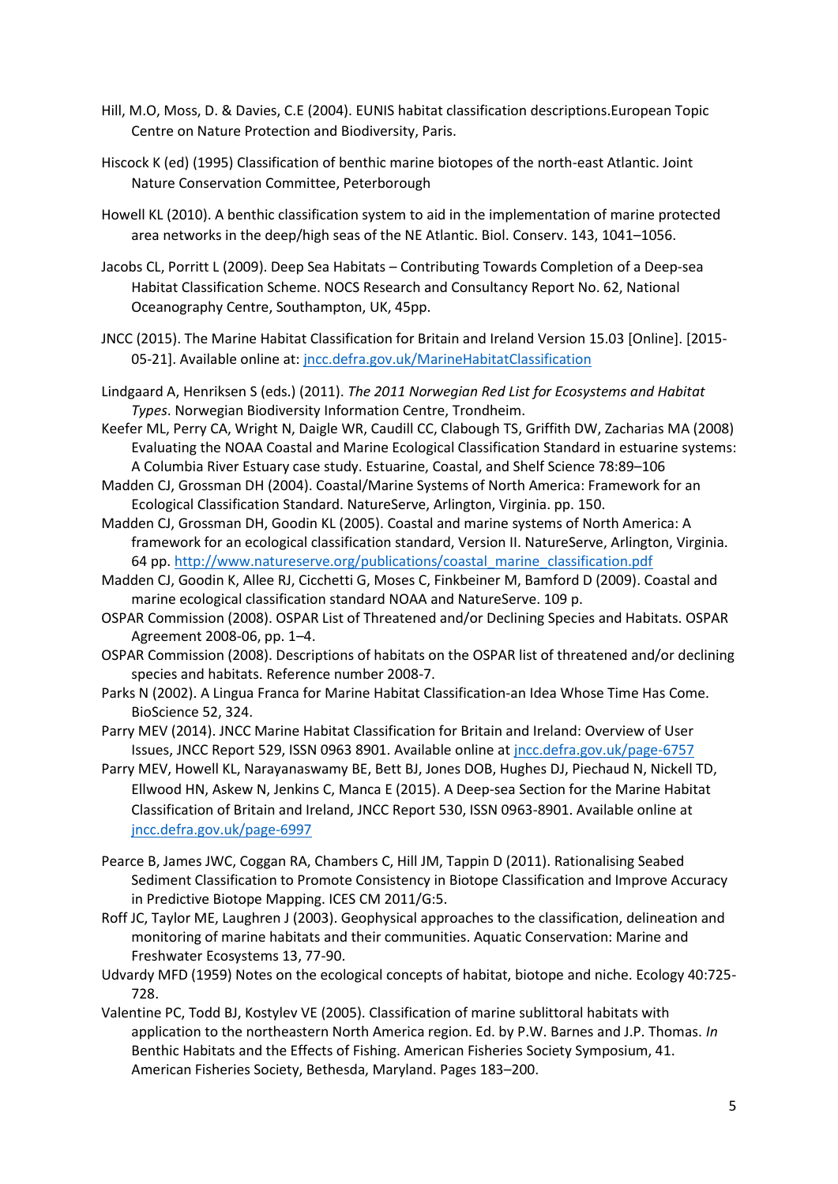Hill, M.O, Moss, D. & Davies, C.E (2004). EUNIS habitat classification descriptions.European Topic Centre on Nature Protection and Biodiversity, Paris.

Hiscock K (ed) (1995) Classification of benthic marine biotopes of the north-east Atlantic. Joint Nature Conservation Committee, Peterborough

Howell KL (2010). A benthic classification system to aid in the implementation of marine protected area networks in the deep/high seas of the NE Atlantic. Biol. Conserv. 143, 1041–1056.

Jacobs CL, Porritt L (2009). Deep Sea Habitats – Contributing Towards Completion of a Deep-sea Habitat Classification Scheme. NOCS Research and Consultancy Report No. 62, National Oceanography Centre, Southampton, UK, 45pp.

JNCC (2015). The Marine Habitat Classification for Britain and Ireland Version 15.03 [Online]. [2015-05-21]. Available online at: [jncc.defra.gov.uk/MarineHabitatClassification](jncc.defra.gov.uk/MarineHabitatClassification)

Lindgaard A, Henriksen S (eds.) (2011). *The 2011 Norwegian Red List for Ecosystems and Habitat Types*. Norwegian Biodiversity Information Centre, Trondheim.

Keefer ML, Perry CA, Wright N, Daigle WR, Caudill CC, Clabough TS, Griffith DW, Zacharias MA (2008) Evaluating the NOAA Coastal and Marine Ecological Classification Standard in estuarine systems: A Columbia River Estuary case study. Estuarine, Coastal, and Shelf Science 78:89–106

Madden CJ, Grossman DH (2004). Coastal/Marine Systems of North America: Framework for an Ecological Classification Standard. NatureServe, Arlington, Virginia. pp. 150.

Madden CJ, Grossman DH, Goodin KL (2005). Coastal and marine systems of North America: A framework for an ecological classification standard, Version II. NatureServe, Arlington, Virginia. 64 pp. [http://www.natureserve.org/publications/coastal_marine_classification.pdf](http://www.natureserve.org/publications/coastal_marine_classification.pdf)

Madden CJ, Goodin K, Allee RJ, Cicchetti G, Moses C, Finkbeiner M, Bamford D (2009). Coastal and marine ecological classification standard NOAA and NatureServe. 109 p.

OSPAR Commission (2008). OSPAR List of Threatened and/or Declining Species and Habitats. OSPAR Agreement 2008-06, pp. 1–4.

OSPAR Commission (2008). Descriptions of habitats on the OSPAR list of threatened and/or declining species and habitats. Reference number 2008-7.

Parks N (2002). A Lingua Franca for Marine Habitat Classification-an Idea Whose Time Has Come. BioScience 52, 324.

Parry MEV (2014). JNCC Marine Habitat Classification for Britain and Ireland: Overview of User Issues, JNCC Report 529, ISSN 0963 8901. Available online at [jncc.defra.gov.uk/page-6757](jncc.defra.gov.uk/page-6757)

Parry MEV, Howell KL, Narayanaswamy BE, Bett BJ, Jones DOB, Hughes DJ, Piechaud N, Nickell TD, Ellwood HN, Askew N, Jenkins C, Manca E (2015). A Deep-sea Section for the Marine Habitat Classification of Britain and Ireland, JNCC Report 530, ISSN 0963-8901. Available online at [jncc.defra.gov.uk/page-6997](jncc.defra.gov.uk/page-6997)

Pearce B, James JWC, Coggan RA, Chambers C, Hill JM, Tappin D (2011). Rationalising Seabed Sediment Classification to Promote Consistency in Biotope Classification and Improve Accuracy in Predictive Biotope Mapping. ICES CM 2011/G:5.

Roff JC, Taylor ME, Laughren J (2003). Geophysical approaches to the classification, delineation and monitoring of marine habitats and their communities. Aquatic Conservation: Marine and Freshwater Ecosystems 13, 77-90.

Udvardy MFD (1959) Notes on the ecological concepts of habitat, biotope and niche. Ecology 40:725-728.

Valentine PC, Todd BJ, Kostylev VE (2005). Classification of marine sublittoral habitats with application to the northeastern North America region. Ed. by P.W. Barnes and J.P. Thomas. *In* Benthic Habitats and the Effects of Fishing. American Fisheries Society Symposium, 41. American Fisheries Society, Bethesda, Maryland. Pages 183–200.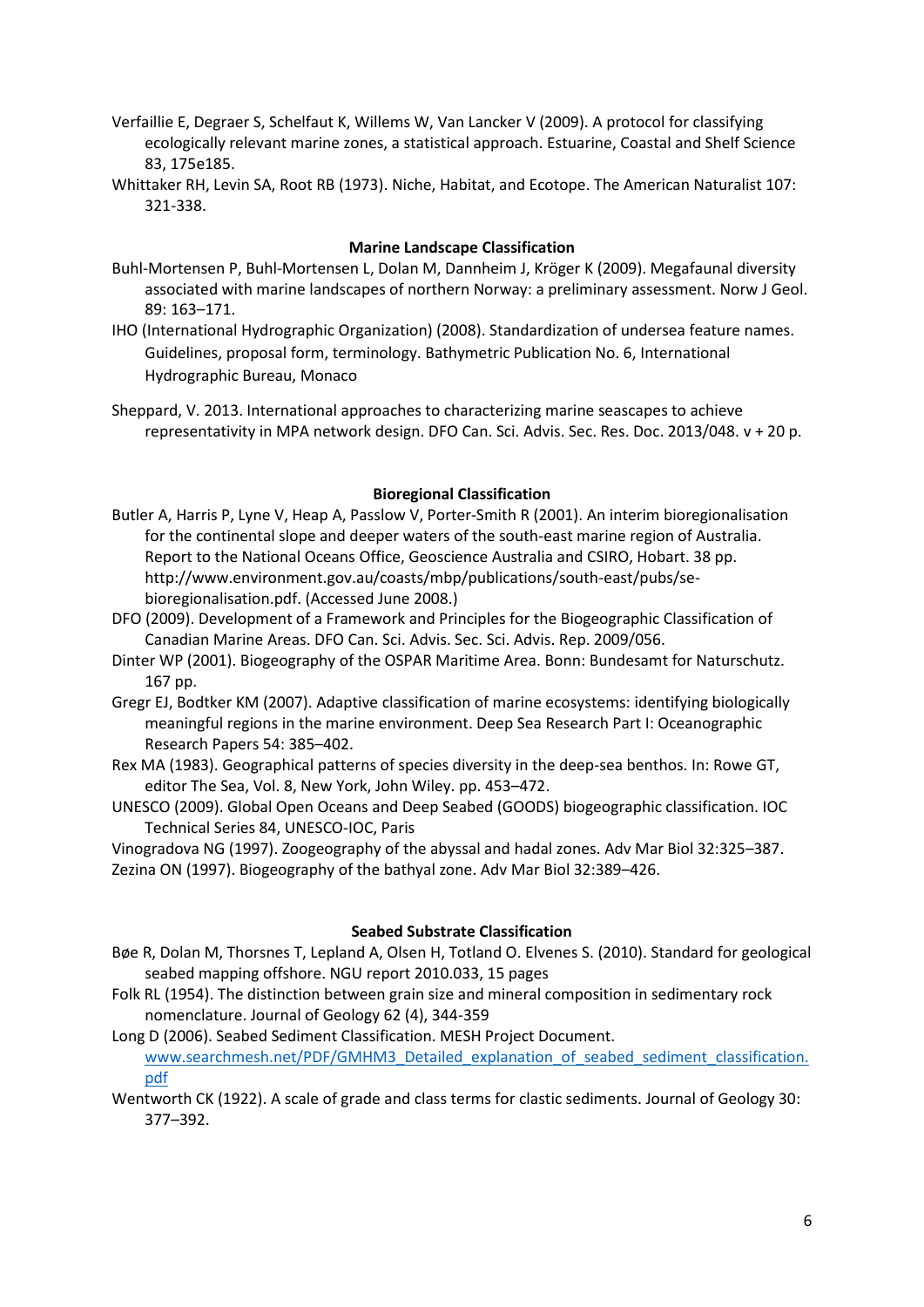Verfaillie E, Degraer S, Schelfaut K, Willems W, Van Lancker V (2009). A protocol for classifying ecologically relevant marine zones, a statistical approach. Estuarine, Coastal and Shelf Science 83, 175e185.

Whittaker RH, Levin SA, Root RB (1973). Niche, Habitat, and Ecotope. The American Naturalist 107: 321-338.

**Marine Landscape Classification**

Buhl-Mortensen P, Buhl-Mortensen L, Dolan M, Dannheim J, Kröger K (2009). Megafaunal diversity associated with marine landscapes of northern Norway: a preliminary assessment. Norw J Geol. 89: 163–171.

IHO (International Hydrographic Organization) (2008). Standardization of undersea feature names. Guidelines, proposal form, terminology. Bathymetric Publication No. 6, International Hydrographic Bureau, Monaco

Sheppard, V. 2013. International approaches to characterizing marine seascapes to achieve representativity in MPA network design. DFO Can. Sci. Advis. Sec. Res. Doc. 2013/048. v + 20 p.

**Bioregional Classification**

Butler A, Harris P, Lyne V, Heap A, Passlow V, Porter-Smith R (2001). An interim bioregionalisation for the continental slope and deeper waters of the south-east marine region of Australia. Report to the National Oceans Office, Geoscience Australia and CSIRO, Hobart. 38 pp. http://www.environment.gov.au/coasts/mbp/publications/south-east/pubs/se-bioregionalisation.pdf. (Accessed June 2008.)

DFO (2009). Development of a Framework and Principles for the Biogeographic Classification of Canadian Marine Areas. DFO Can. Sci. Advis. Sec. Sci. Advis. Rep. 2009/056.

Dinter WP (2001). Biogeography of the OSPAR Maritime Area. Bonn: Bundesamt for Naturschutz. 167 pp.

Gregr EJ, Bodtker KM (2007). Adaptive classification of marine ecosystems: identifying biologically meaningful regions in the marine environment. Deep Sea Research Part I: Oceanographic Research Papers 54: 385–402.

Rex MA (1983). Geographical patterns of species diversity in the deep-sea benthos. In: Rowe GT, editor The Sea, Vol. 8, New York, John Wiley. pp. 453–472.

UNESCO (2009). Global Open Oceans and Deep Seabed (GOODS) biogeographic classification. IOC Technical Series 84, UNESCO-IOC, Paris

Vinogradova NG (1997). Zoogeography of the abyssal and hadal zones. Adv Mar Biol 32:325–387.

Zezina ON (1997). Biogeography of the bathyal zone. Adv Mar Biol 32:389–426.

**Seabed Substrate Classification**

Bøe R, Dolan M, Thorsnes T, Lepland A, Olsen H, Totland O. Elvenes S. (2010). Standard for geological seabed mapping offshore. NGU report 2010.033, 15 pages

Folk RL (1954). The distinction between grain size and mineral composition in sedimentary rock nomenclature. Journal of Geology 62 (4), 344-359

Long D (2006). Seabed Sediment Classification. MESH Project Document. www.searchmesh.net/PDF/GMHM3_Detailed_explanation_of_seabed_sediment_classification.pdf

Wentworth CK (1922). A scale of grade and class terms for clastic sediments. Journal of Geology 30: 377–392.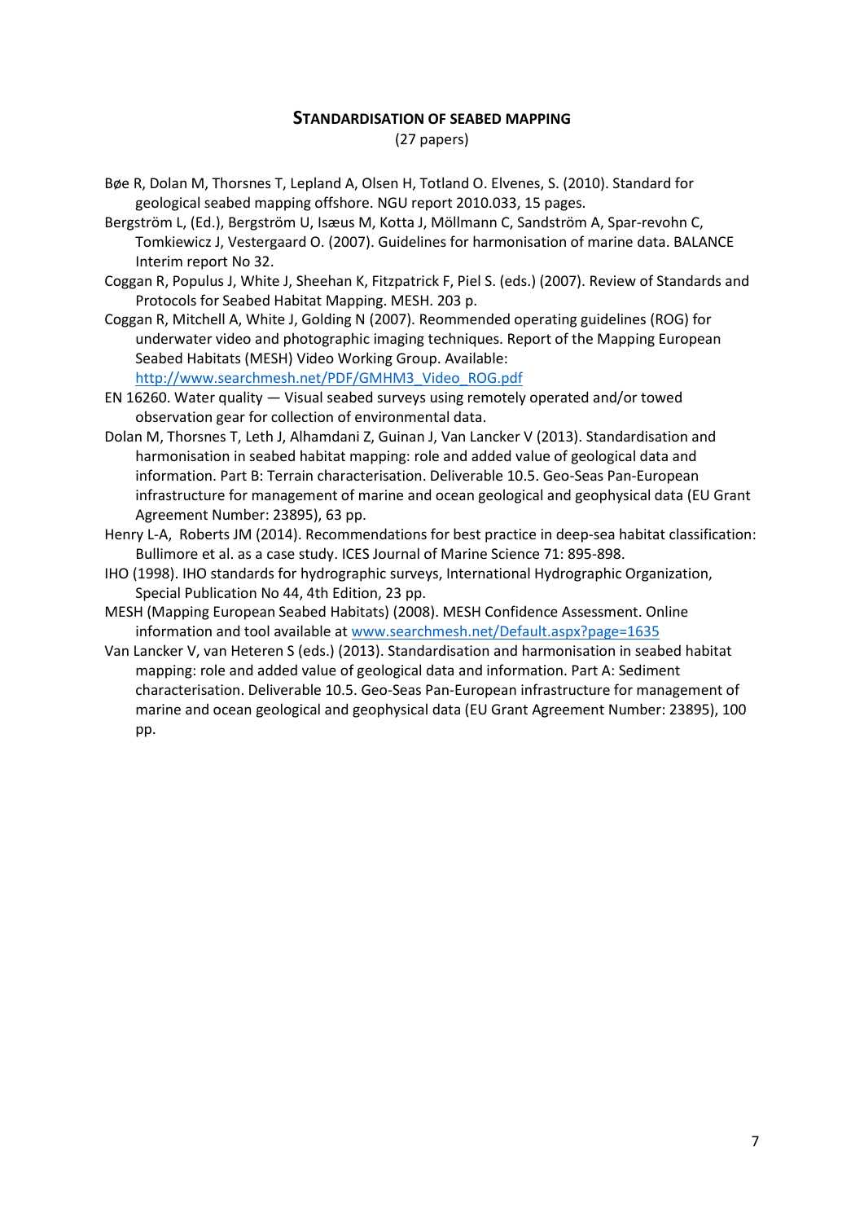## Standardisation of seabed mapping

(27 papers)

Bøe R, Dolan M, Thorsnes T, Lepland A, Olsen H, Totland O. Elvenes, S. (2010). Standard for geological seabed mapping offshore. NGU report 2010.033, 15 pages.

Bergström L, (Ed.), Bergström U, Isæus M, Kotta J, Möllmann C, Sandström A, Spar-revohn C, Tomkiewicz J, Vestergaard O. (2007). Guidelines for harmonisation of marine data. BALANCE Interim report No 32.

Coggan R, Populus J, White J, Sheehan K, Fitzpatrick F, Piel S. (eds.) (2007). Review of Standards and Protocols for Seabed Habitat Mapping. MESH. 203 p.

Coggan R, Mitchell A, White J, Golding N (2007). Reommended operating guidelines (ROG) for underwater video and photographic imaging techniques. Report of the Mapping European Seabed Habitats (MESH) Video Working Group. Available: [http://www.searchmesh.net/PDF/GMHM3_Video_ROG.pdf](http://www.searchmesh.net/PDF/GMHM3_Video_ROG.pdf)

EN 16260. Water quality — Visual seabed surveys using remotely operated and/or towed observation gear for collection of environmental data.

Dolan M, Thorsnes T, Leth J, Alhamdani Z, Guinan J, Van Lancker V (2013). Standardisation and harmonisation in seabed habitat mapping: role and added value of geological data and information. Part B: Terrain characterisation. Deliverable 10.5. Geo-Seas Pan-European infrastructure for management of marine and ocean geological and geophysical data (EU Grant Agreement Number: 23895), 63 pp.

Henry L-A, Roberts JM (2014). Recommendations for best practice in deep-sea habitat classification: Bullimore et al. as a case study. ICES Journal of Marine Science 71: 895-898.

IHO (1998). IHO standards for hydrographic surveys, International Hydrographic Organization, Special Publication No 44, 4th Edition, 23 pp.

MESH (Mapping European Seabed Habitats) (2008). MESH Confidence Assessment. Online information and tool available at [www.searchmesh.net/Default.aspx?page=1635](www.searchmesh.net/Default.aspx?page=1635)

Van Lancker V, van Heteren S (eds.) (2013). Standardisation and harmonisation in seabed habitat mapping: role and added value of geological data and information. Part A: Sediment characterisation. Deliverable 10.5. Geo-Seas Pan-European infrastructure for management of marine and ocean geological and geophysical data (EU Grant Agreement Number: 23895), 100 pp.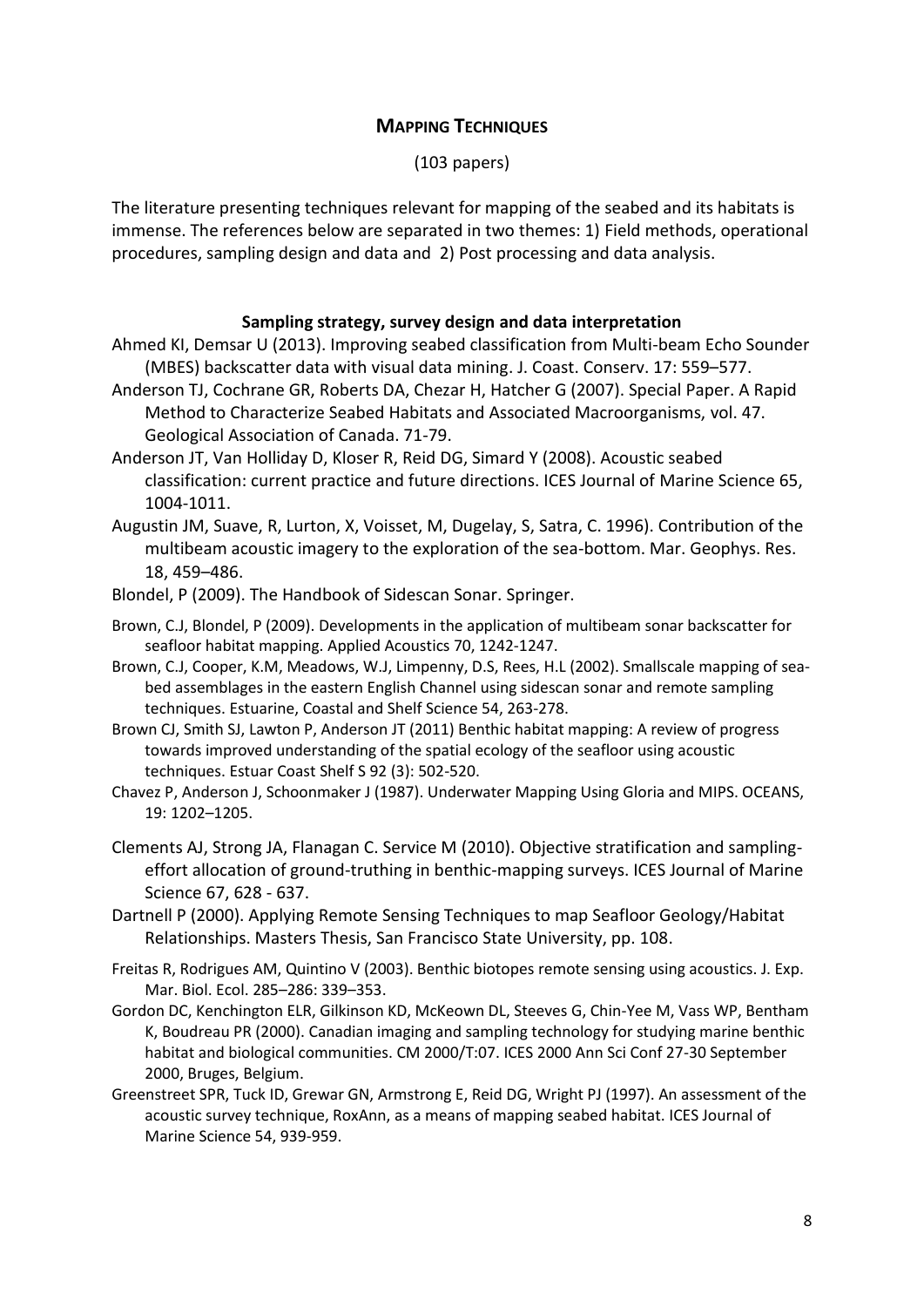## Mapping Techniques

(103 papers)

The literature presenting techniques relevant for mapping of the seabed and its habitats is immense. The references below are separated in two themes: 1) Field methods, operational procedures, sampling design and data and 2) Post processing and data analysis.

### Sampling strategy, survey design and data interpretation

Ahmed KI, Demsar U (2013). Improving seabed classification from Multi-beam Echo Sounder (MBES) backscatter data with visual data mining. J. Coast. Conserv. 17: 559–577.

Anderson TJ, Cochrane GR, Roberts DA, Chezar H, Hatcher G (2007). Special Paper. A Rapid Method to Characterize Seabed Habitats and Associated Macroorganisms, vol. 47. Geological Association of Canada. 71-79.

Anderson JT, Van Holliday D, Kloser R, Reid DG, Simard Y (2008). Acoustic seabed classification: current practice and future directions. ICES Journal of Marine Science 65, 1004-1011.

Augustin JM, Suave, R, Lurton, X, Voisset, M, Dugelay, S, Satra, C. 1996). Contribution of the multibeam acoustic imagery to the exploration of the sea-bottom. Mar. Geophys. Res. 18, 459–486.

Blondel, P (2009). The Handbook of Sidescan Sonar. Springer.

Brown, C.J, Blondel, P (2009). Developments in the application of multibeam sonar backscatter for seafloor habitat mapping. Applied Acoustics 70, 1242-1247.

Brown, C.J, Cooper, K.M, Meadows, W.J, Limpenny, D.S, Rees, H.L (2002). Smallscale mapping of sea-bed assemblages in the eastern English Channel using sidescan sonar and remote sampling techniques. Estuarine, Coastal and Shelf Science 54, 263-278.

Brown CJ, Smith SJ, Lawton P, Anderson JT (2011) Benthic habitat mapping: A review of progress towards improved understanding of the spatial ecology of the seafloor using acoustic techniques. Estuar Coast Shelf S 92 (3): 502-520.

Chavez P, Anderson J, Schoonmaker J (1987). Underwater Mapping Using Gloria and MIPS. OCEANS, 19: 1202–1205.

Clements AJ, Strong JA, Flanagan C. Service M (2010). Objective stratification and sampling-effort allocation of ground-truthing in benthic-mapping surveys. ICES Journal of Marine Science 67, 628 - 637.

Dartnell P (2000). Applying Remote Sensing Techniques to map Seafloor Geology/Habitat Relationships. Masters Thesis, San Francisco State University, pp. 108.

Freitas R, Rodrigues AM, Quintino V (2003). Benthic biotopes remote sensing using acoustics. J. Exp. Mar. Biol. Ecol. 285–286: 339–353.

Gordon DC, Kenchington ELR, Gilkinson KD, McKeown DL, Steeves G, Chin-Yee M, Vass WP, Bentham K, Boudreau PR (2000). Canadian imaging and sampling technology for studying marine benthic habitat and biological communities. CM 2000/T:07. ICES 2000 Ann Sci Conf 27-30 September 2000, Bruges, Belgium.

Greenstreet SPR, Tuck ID, Grewar GN, Armstrong E, Reid DG, Wright PJ (1997). An assessment of the acoustic survey technique, RoxAnn, as a means of mapping seabed habitat. ICES Journal of Marine Science 54, 939-959.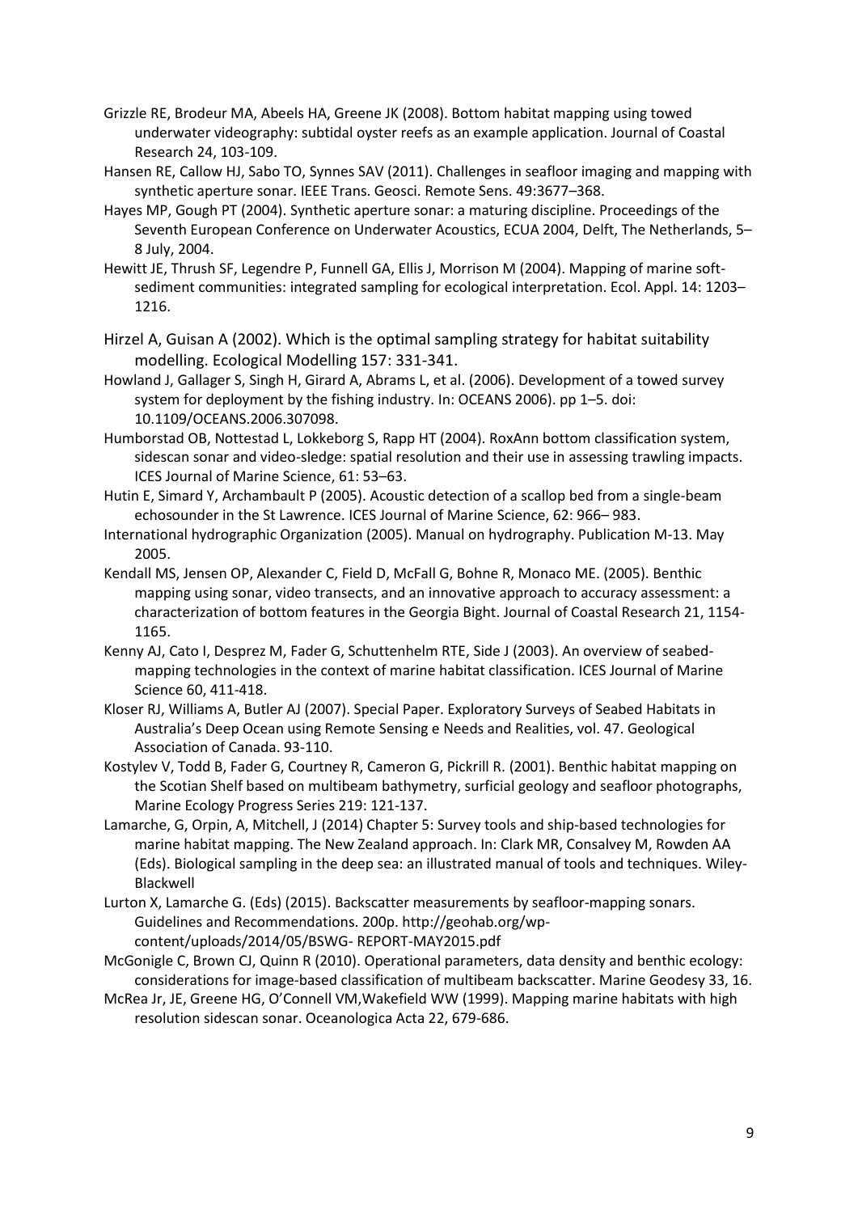Grizzle RE, Brodeur MA, Abeels HA, Greene JK (2008). Bottom habitat mapping using towed underwater videography: subtidal oyster reefs as an example application. Journal of Coastal Research 24, 103-109.

Hansen RE, Callow HJ, Sabo TO, Synnes SAV (2011). Challenges in seafloor imaging and mapping with synthetic aperture sonar. IEEE Trans. Geosci. Remote Sens. 49:3677–368.

Hayes MP, Gough PT (2004). Synthetic aperture sonar: a maturing discipline. Proceedings of the Seventh European Conference on Underwater Acoustics, ECUA 2004, Delft, The Netherlands, 5–8 July, 2004.

Hewitt JE, Thrush SF, Legendre P, Funnell GA, Ellis J, Morrison M (2004). Mapping of marine soft-sediment communities: integrated sampling for ecological interpretation. Ecol. Appl. 14: 1203–1216.

Hirzel A, Guisan A (2002). Which is the optimal sampling strategy for habitat suitability modelling. Ecological Modelling 157: 331-341.

Howland J, Gallager S, Singh H, Girard A, Abrams L, et al. (2006). Development of a towed survey system for deployment by the fishing industry. In: OCEANS 2006). pp 1–5. doi: 10.1109/OCEANS.2006.307098.

Humborstad OB, Nottestad L, Lokkeborg S, Rapp HT (2004). RoxAnn bottom classification system, sidescan sonar and video-sledge: spatial resolution and their use in assessing trawling impacts. ICES Journal of Marine Science, 61: 53–63.

Hutin E, Simard Y, Archambault P (2005). Acoustic detection of a scallop bed from a single-beam echosounder in the St Lawrence. ICES Journal of Marine Science, 62: 966– 983.

International hydrographic Organization (2005). Manual on hydrography. Publication M-13. May 2005.

Kendall MS, Jensen OP, Alexander C, Field D, McFall G, Bohne R, Monaco ME. (2005). Benthic mapping using sonar, video transects, and an innovative approach to accuracy assessment: a characterization of bottom features in the Georgia Bight. Journal of Coastal Research 21, 1154-1165.

Kenny AJ, Cato I, Desprez M, Fader G, Schuttenhelm RTE, Side J (2003). An overview of seabed-mapping technologies in the context of marine habitat classification. ICES Journal of Marine Science 60, 411-418.

Kloser RJ, Williams A, Butler AJ (2007). Special Paper. Exploratory Surveys of Seabed Habitats in Australia's Deep Ocean using Remote Sensing e Needs and Realities, vol. 47. Geological Association of Canada. 93-110.

Kostylev V, Todd B, Fader G, Courtney R, Cameron G, Pickrill R. (2001). Benthic habitat mapping on the Scotian Shelf based on multibeam bathymetry, surficial geology and seafloor photographs, Marine Ecology Progress Series 219: 121-137.

Lamarche, G, Orpin, A, Mitchell, J (2014) Chapter 5: Survey tools and ship-based technologies for marine habitat mapping. The New Zealand approach. In: Clark MR, Consalvey M, Rowden AA (Eds). Biological sampling in the deep sea: an illustrated manual of tools and techniques. Wiley-Blackwell

Lurton X, Lamarche G. (Eds) (2015). Backscatter measurements by seafloor-mapping sonars. Guidelines and Recommendations. 200p. http://geohab.org/wp-content/uploads/2014/05/BSWG- REPORT-MAY2015.pdf

McGonigle C, Brown CJ, Quinn R (2010). Operational parameters, data density and benthic ecology: considerations for image-based classification of multibeam backscatter. Marine Geodesy 33, 16.

McRea Jr, JE, Greene HG, O'Connell VM,Wakefield WW (1999). Mapping marine habitats with high resolution sidescan sonar. Oceanologica Acta 22, 679-686.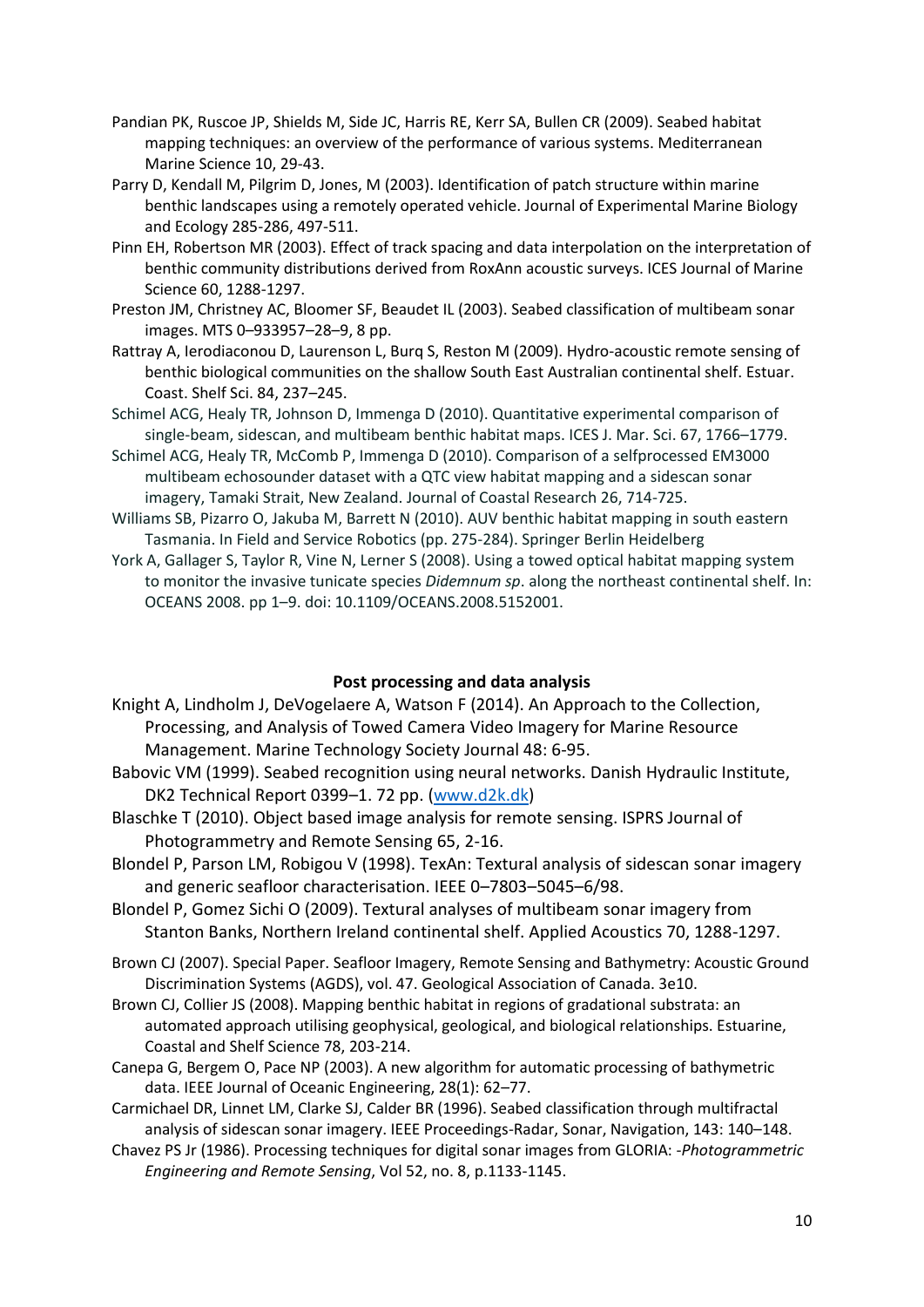Pandian PK, Ruscoe JP, Shields M, Side JC, Harris RE, Kerr SA, Bullen CR (2009). Seabed habitat mapping techniques: an overview of the performance of various systems. Mediterranean Marine Science 10, 29-43.

Parry D, Kendall M, Pilgrim D, Jones, M (2003). Identification of patch structure within marine benthic landscapes using a remotely operated vehicle. Journal of Experimental Marine Biology and Ecology 285-286, 497-511.

Pinn EH, Robertson MR (2003). Effect of track spacing and data interpolation on the interpretation of benthic community distributions derived from RoxAnn acoustic surveys. ICES Journal of Marine Science 60, 1288-1297.

Preston JM, Christney AC, Bloomer SF, Beaudet IL (2003). Seabed classification of multibeam sonar images. MTS 0–933957–28–9, 8 pp.

Rattray A, Ierodiaconou D, Laurenson L, Burq S, Reston M (2009). Hydro-acoustic remote sensing of benthic biological communities on the shallow South East Australian continental shelf. Estuar. Coast. Shelf Sci. 84, 237–245.

Schimel ACG, Healy TR, Johnson D, Immenga D (2010). Quantitative experimental comparison of single-beam, sidescan, and multibeam benthic habitat maps. ICES J. Mar. Sci. 67, 1766–1779.

Schimel ACG, Healy TR, McComb P, Immenga D (2010). Comparison of a selfprocessed EM3000 multibeam echosounder dataset with a QTC view habitat mapping and a sidescan sonar imagery, Tamaki Strait, New Zealand. Journal of Coastal Research 26, 714-725.

Williams SB, Pizarro O, Jakuba M, Barrett N (2010). AUV benthic habitat mapping in south eastern Tasmania. In Field and Service Robotics (pp. 275-284). Springer Berlin Heidelberg

York A, Gallager S, Taylor R, Vine N, Lerner S (2008). Using a towed optical habitat mapping system to monitor the invasive tunicate species *Didemnum sp*. along the northeast continental shelf. In: OCEANS 2008. pp 1–9. doi: 10.1109/OCEANS.2008.5152001.

**Post processing and data analysis**

Knight A, Lindholm J, DeVogelaere A, Watson F (2014). An Approach to the Collection, Processing, and Analysis of Towed Camera Video Imagery for Marine Resource Management. Marine Technology Society Journal 48: 6-95.

Babovic VM (1999). Seabed recognition using neural networks. Danish Hydraulic Institute, DK2 Technical Report 0399–1. 72 pp. (www.d2k.dk)

Blaschke T (2010). Object based image analysis for remote sensing. ISPRS Journal of Photogrammetry and Remote Sensing 65, 2-16.

Blondel P, Parson LM, Robigou V (1998). TexAn: Textural analysis of sidescan sonar imagery and generic seafloor characterisation. IEEE 0–7803–5045–6/98.

Blondel P, Gomez Sichi O (2009). Textural analyses of multibeam sonar imagery from Stanton Banks, Northern Ireland continental shelf. Applied Acoustics 70, 1288-1297.

Brown CJ (2007). Special Paper. Seafloor Imagery, Remote Sensing and Bathymetry: Acoustic Ground Discrimination Systems (AGDS), vol. 47. Geological Association of Canada. 3e10.

Brown CJ, Collier JS (2008). Mapping benthic habitat in regions of gradational substrata: an automated approach utilising geophysical, geological, and biological relationships. Estuarine, Coastal and Shelf Science 78, 203-214.

Canepa G, Bergem O, Pace NP (2003). A new algorithm for automatic processing of bathymetric data. IEEE Journal of Oceanic Engineering, 28(1): 62–77.

Carmichael DR, Linnet LM, Clarke SJ, Calder BR (1996). Seabed classification through multifractal analysis of sidescan sonar imagery. IEEE Proceedings-Radar, Sonar, Navigation, 143: 140–148.

Chavez PS Jr (1986). Processing techniques for digital sonar images from GLORIA: *-Photogrammetric Engineering and Remote Sensing*, Vol 52, no. 8, p.1133-1145.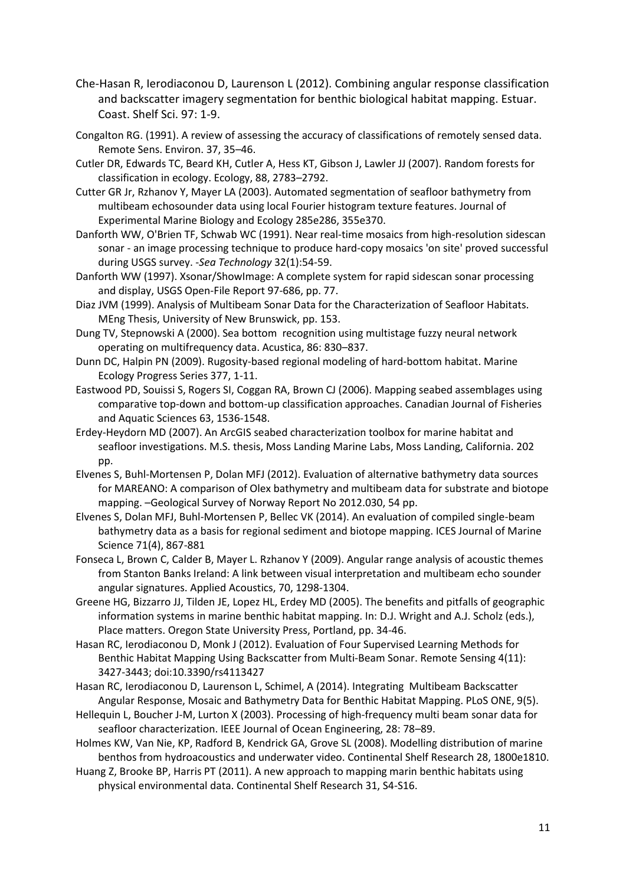Che-Hasan R, Ierodiaconou D, Laurenson L (2012). Combining angular response classification and backscatter imagery segmentation for benthic biological habitat mapping. Estuar. Coast. Shelf Sci. 97: 1-9.

Congalton RG. (1991). A review of assessing the accuracy of classifications of remotely sensed data. Remote Sens. Environ. 37, 35–46.

Cutler DR, Edwards TC, Beard KH, Cutler A, Hess KT, Gibson J, Lawler JJ (2007). Random forests for classification in ecology. Ecology, 88, 2783–2792.

Cutter GR Jr, Rzhanov Y, Mayer LA (2003). Automated segmentation of seafloor bathymetry from multibeam echosounder data using local Fourier histogram texture features. Journal of Experimental Marine Biology and Ecology 285e286, 355e370.

Danforth WW, O'Brien TF, Schwab WC (1991). Near real-time mosaics from high-resolution sidescan sonar - an image processing technique to produce hard-copy mosaics 'on site' proved successful during USGS survey. -*Sea Technology* 32(1):54-59.

Danforth WW (1997). Xsonar/ShowImage: A complete system for rapid sidescan sonar processing and display, USGS Open-File Report 97-686, pp. 77.

Diaz JVM (1999). Analysis of Multibeam Sonar Data for the Characterization of Seafloor Habitats. MEng Thesis, University of New Brunswick, pp. 153.

Dung TV, Stepnowski A (2000). Sea bottom recognition using multistage fuzzy neural network operating on multifrequency data. Acustica, 86: 830–837.

Dunn DC, Halpin PN (2009). Rugosity-based regional modeling of hard-bottom habitat. Marine Ecology Progress Series 377, 1-11.

Eastwood PD, Souissi S, Rogers SI, Coggan RA, Brown CJ (2006). Mapping seabed assemblages using comparative top-down and bottom-up classification approaches. Canadian Journal of Fisheries and Aquatic Sciences 63, 1536-1548.

Erdey-Heydorn MD (2007). An ArcGIS seabed characterization toolbox for marine habitat and seafloor investigations. M.S. thesis, Moss Landing Marine Labs, Moss Landing, California. 202 pp.

Elvenes S, Buhl-Mortensen P, Dolan MFJ (2012). Evaluation of alternative bathymetry data sources for MAREANO: A comparison of Olex bathymetry and multibeam data for substrate and biotope mapping. –Geological Survey of Norway Report No 2012.030, 54 pp.

Elvenes S, Dolan MFJ, Buhl-Mortensen P, Bellec VK (2014). An evaluation of compiled single-beam bathymetry data as a basis for regional sediment and biotope mapping. ICES Journal of Marine Science 71(4), 867-881

Fonseca L, Brown C, Calder B, Mayer L. Rzhanov Y (2009). Angular range analysis of acoustic themes from Stanton Banks Ireland: A link between visual interpretation and multibeam echo sounder angular signatures. Applied Acoustics, 70, 1298-1304.

Greene HG, Bizzarro JJ, Tilden JE, Lopez HL, Erdey MD (2005). The benefits and pitfalls of geographic information systems in marine benthic habitat mapping. In: D.J. Wright and A.J. Scholz (eds.), Place matters. Oregon State University Press, Portland, pp. 34-46.

Hasan RC, Ierodiaconou D, Monk J (2012). Evaluation of Four Supervised Learning Methods for Benthic Habitat Mapping Using Backscatter from Multi-Beam Sonar. Remote Sensing 4(11): 3427-3443; doi:10.3390/rs4113427

Hasan RC, Ierodiaconou D, Laurenson L, Schimel, A (2014). Integrating Multibeam Backscatter Angular Response, Mosaic and Bathymetry Data for Benthic Habitat Mapping. PLoS ONE, 9(5).

Hellequin L, Boucher J-M, Lurton X (2003). Processing of high-frequency multi beam sonar data for seafloor characterization. IEEE Journal of Ocean Engineering, 28: 78–89.

Holmes KW, Van Nie, KP, Radford B, Kendrick GA, Grove SL (2008). Modelling distribution of marine benthos from hydroacoustics and underwater video. Continental Shelf Research 28, 1800e1810.

Huang Z, Brooke BP, Harris PT (2011). A new approach to mapping marin benthic habitats using physical environmental data. Continental Shelf Research 31, S4-S16.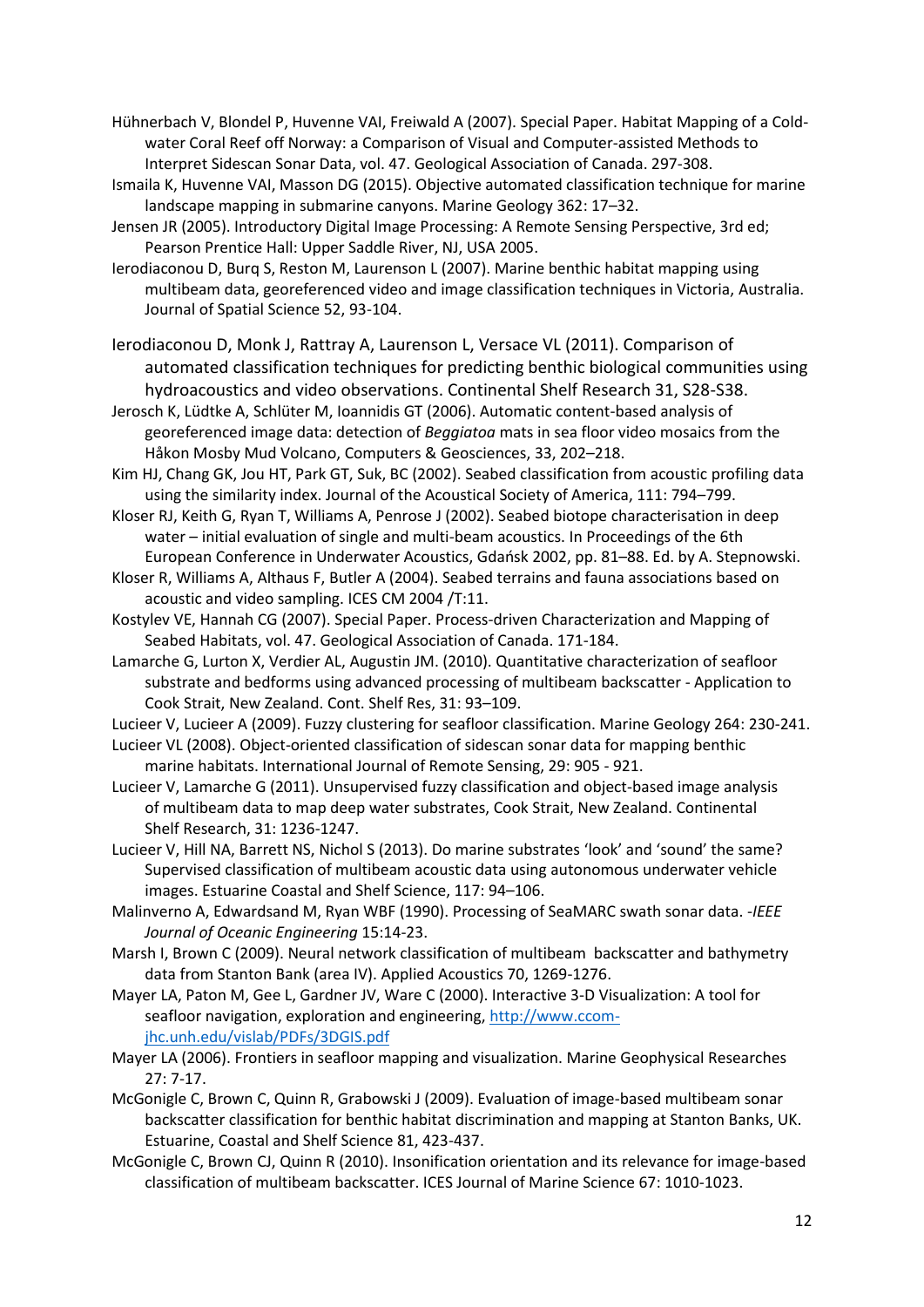Hühnerbach V, Blondel P, Huvenne VAI, Freiwald A (2007). Special Paper. Habitat Mapping of a Cold-water Coral Reef off Norway: a Comparison of Visual and Computer-assisted Methods to Interpret Sidescan Sonar Data, vol. 47. Geological Association of Canada. 297-308.

Ismaila K, Huvenne VAI, Masson DG (2015). Objective automated classification technique for marine landscape mapping in submarine canyons. Marine Geology 362: 17–32.

Jensen JR (2005). Introductory Digital Image Processing: A Remote Sensing Perspective, 3rd ed; Pearson Prentice Hall: Upper Saddle River, NJ, USA 2005.

Ierodiaconou D, Burq S, Reston M, Laurenson L (2007). Marine benthic habitat mapping using multibeam data, georeferenced video and image classification techniques in Victoria, Australia. Journal of Spatial Science 52, 93-104.

Ierodiaconou D, Monk J, Rattray A, Laurenson L, Versace VL (2011). Comparison of automated classification techniques for predicting benthic biological communities using hydroacoustics and video observations. Continental Shelf Research 31, S28-S38.

Jerosch K, Lüdtke A, Schlüter M, Ioannidis GT (2006). Automatic content-based analysis of georeferenced image data: detection of *Beggiatoa* mats in sea floor video mosaics from the Håkon Mosby Mud Volcano, Computers & Geosciences, 33, 202–218.

Kim HJ, Chang GK, Jou HT, Park GT, Suk, BC (2002). Seabed classification from acoustic profiling data using the similarity index. Journal of the Acoustical Society of America, 111: 794–799.

Kloser RJ, Keith G, Ryan T, Williams A, Penrose J (2002). Seabed biotope characterisation in deep water – initial evaluation of single and multi-beam acoustics. In Proceedings of the 6th European Conference in Underwater Acoustics, Gdańsk 2002, pp. 81–88. Ed. by A. Stepnowski.

Kloser R, Williams A, Althaus F, Butler A (2004). Seabed terrains and fauna associations based on acoustic and video sampling. ICES CM 2004 /T:11.

Kostylev VE, Hannah CG (2007). Special Paper. Process-driven Characterization and Mapping of Seabed Habitats, vol. 47. Geological Association of Canada. 171-184.

Lamarche G, Lurton X, Verdier AL, Augustin JM. (2010). Quantitative characterization of seafloor substrate and bedforms using advanced processing of multibeam backscatter - Application to Cook Strait, New Zealand. Cont. Shelf Res, 31: 93–109.

Lucieer V, Lucieer A (2009). Fuzzy clustering for seafloor classification. Marine Geology 264: 230-241.

Lucieer VL (2008). Object-oriented classification of sidescan sonar data for mapping benthic marine habitats. International Journal of Remote Sensing, 29: 905 - 921.

Lucieer V, Lamarche G (2011). Unsupervised fuzzy classification and object-based image analysis of multibeam data to map deep water substrates, Cook Strait, New Zealand. Continental Shelf Research, 31: 1236-1247.

Lucieer V, Hill NA, Barrett NS, Nichol S (2013). Do marine substrates 'look' and 'sound' the same? Supervised classification of multibeam acoustic data using autonomous underwater vehicle images. Estuarine Coastal and Shelf Science, 117: 94–106.

Malinverno A, Edwardsand M, Ryan WBF (1990). Processing of SeaMARC swath sonar data. -*IEEE Journal of Oceanic Engineering* 15:14-23.

Marsh I, Brown C (2009). Neural network classification of multibeam backscatter and bathymetry data from Stanton Bank (area IV). Applied Acoustics 70, 1269-1276.

Mayer LA, Paton M, Gee L, Gardner JV, Ware C (2000). Interactive 3-D Visualization: A tool for seafloor navigation, exploration and engineering, http://www.ccom-jhc.unh.edu/vislab/PDFs/3DGIS.pdf

Mayer LA (2006). Frontiers in seafloor mapping and visualization. Marine Geophysical Researches 27: 7-17.

McGonigle C, Brown C, Quinn R, Grabowski J (2009). Evaluation of image-based multibeam sonar backscatter classification for benthic habitat discrimination and mapping at Stanton Banks, UK. Estuarine, Coastal and Shelf Science 81, 423-437.

McGonigle C, Brown CJ, Quinn R (2010). Insonification orientation and its relevance for image-based classification of multibeam backscatter. ICES Journal of Marine Science 67: 1010-1023.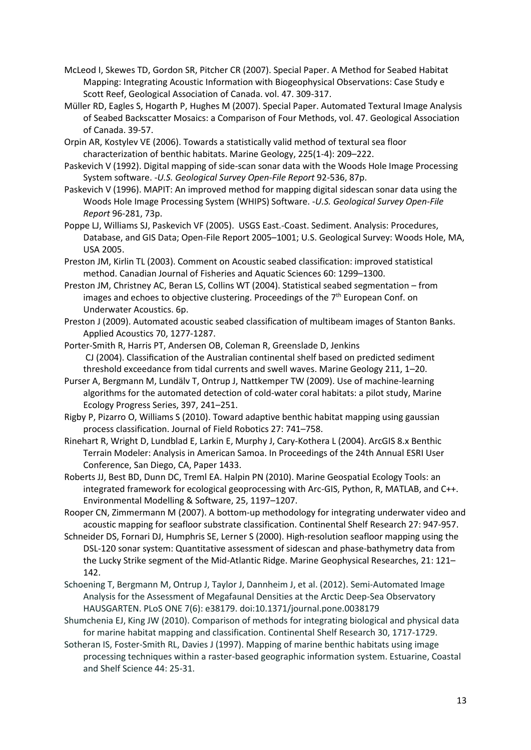McLeod I, Skewes TD, Gordon SR, Pitcher CR (2007). Special Paper. A Method for Seabed Habitat Mapping: Integrating Acoustic Information with Biogeophysical Observations: Case Study e Scott Reef, Geological Association of Canada. vol. 47. 309-317.

Müller RD, Eagles S, Hogarth P, Hughes M (2007). Special Paper. Automated Textural Image Analysis of Seabed Backscatter Mosaics: a Comparison of Four Methods, vol. 47. Geological Association of Canada. 39-57.

Orpin AR, Kostylev VE (2006). Towards a statistically valid method of textural sea floor characterization of benthic habitats. Marine Geology, 225(1-4): 209–222.

Paskevich V (1992). Digital mapping of side-scan sonar data with the Woods Hole Image Processing System software. *-U.S. Geological Survey Open-File Report* 92-536, 87p.

Paskevich V (1996). MAPIT: An improved method for mapping digital sidescan sonar data using the Woods Hole Image Processing System (WHIPS) Software. *-U.S. Geological Survey Open-File Report* 96-281, 73p.

Poppe LJ, Williams SJ, Paskevich VF (2005). USGS East.-Coast. Sediment. Analysis: Procedures, Database, and GIS Data; Open-File Report 2005–1001; U.S. Geological Survey: Woods Hole, MA, USA 2005.

Preston JM, Kirlin TL (2003). Comment on Acoustic seabed classification: improved statistical method. Canadian Journal of Fisheries and Aquatic Sciences 60: 1299–1300.

Preston JM, Christney AC, Beran LS, Collins WT (2004). Statistical seabed segmentation – from images and echoes to objective clustering. Proceedings of the 7th European Conf. on Underwater Acoustics. 6p.

Preston J (2009). Automated acoustic seabed classification of multibeam images of Stanton Banks. Applied Acoustics 70, 1277-1287.

Porter-Smith R, Harris PT, Andersen OB, Coleman R, Greenslade D, Jenkins CJ (2004). Classification of the Australian continental shelf based on predicted sediment threshold exceedance from tidal currents and swell waves. Marine Geology 211, 1–20.

Purser A, Bergmann M, Lundälv T, Ontrup J, Nattkemper TW (2009). Use of machine-learning algorithms for the automated detection of cold-water coral habitats: a pilot study, Marine Ecology Progress Series, 397, 241–251.

Rigby P, Pizarro O, Williams S (2010). Toward adaptive benthic habitat mapping using gaussian process classification. Journal of Field Robotics 27: 741–758.

Rinehart R, Wright D, Lundblad E, Larkin E, Murphy J, Cary-Kothera L (2004). ArcGIS 8.x Benthic Terrain Modeler: Analysis in American Samoa. In Proceedings of the 24th Annual ESRI User Conference, San Diego, CA, Paper 1433.

Roberts JJ, Best BD, Dunn DC, Treml EA. Halpin PN (2010). Marine Geospatial Ecology Tools: an integrated framework for ecological geoprocessing with Arc-GIS, Python, R, MATLAB, and C++. Environmental Modelling & Software, 25, 1197–1207.

Rooper CN, Zimmermann M (2007). A bottom-up methodology for integrating underwater video and acoustic mapping for seafloor substrate classification. Continental Shelf Research 27: 947-957.

Schneider DS, Fornari DJ, Humphris SE, Lerner S (2000). High-resolution seafloor mapping using the DSL-120 sonar system: Quantitative assessment of sidescan and phase-bathymetry data from the Lucky Strike segment of the Mid-Atlantic Ridge. Marine Geophysical Researches, 21: 121–142.

Schoening T, Bergmann M, Ontrup J, Taylor J, Dannheim J, et al. (2012). Semi-Automated Image Analysis for the Assessment of Megafaunal Densities at the Arctic Deep-Sea Observatory HAUSGARTEN. PLoS ONE 7(6): e38179. doi:10.1371/journal.pone.0038179

Shumchenia EJ, King JW (2010). Comparison of methods for integrating biological and physical data for marine habitat mapping and classification. Continental Shelf Research 30, 1717-1729.

Sotheran IS, Foster-Smith RL, Davies J (1997). Mapping of marine benthic habitats using image processing techniques within a raster-based geographic information system. Estuarine, Coastal and Shelf Science 44: 25-31.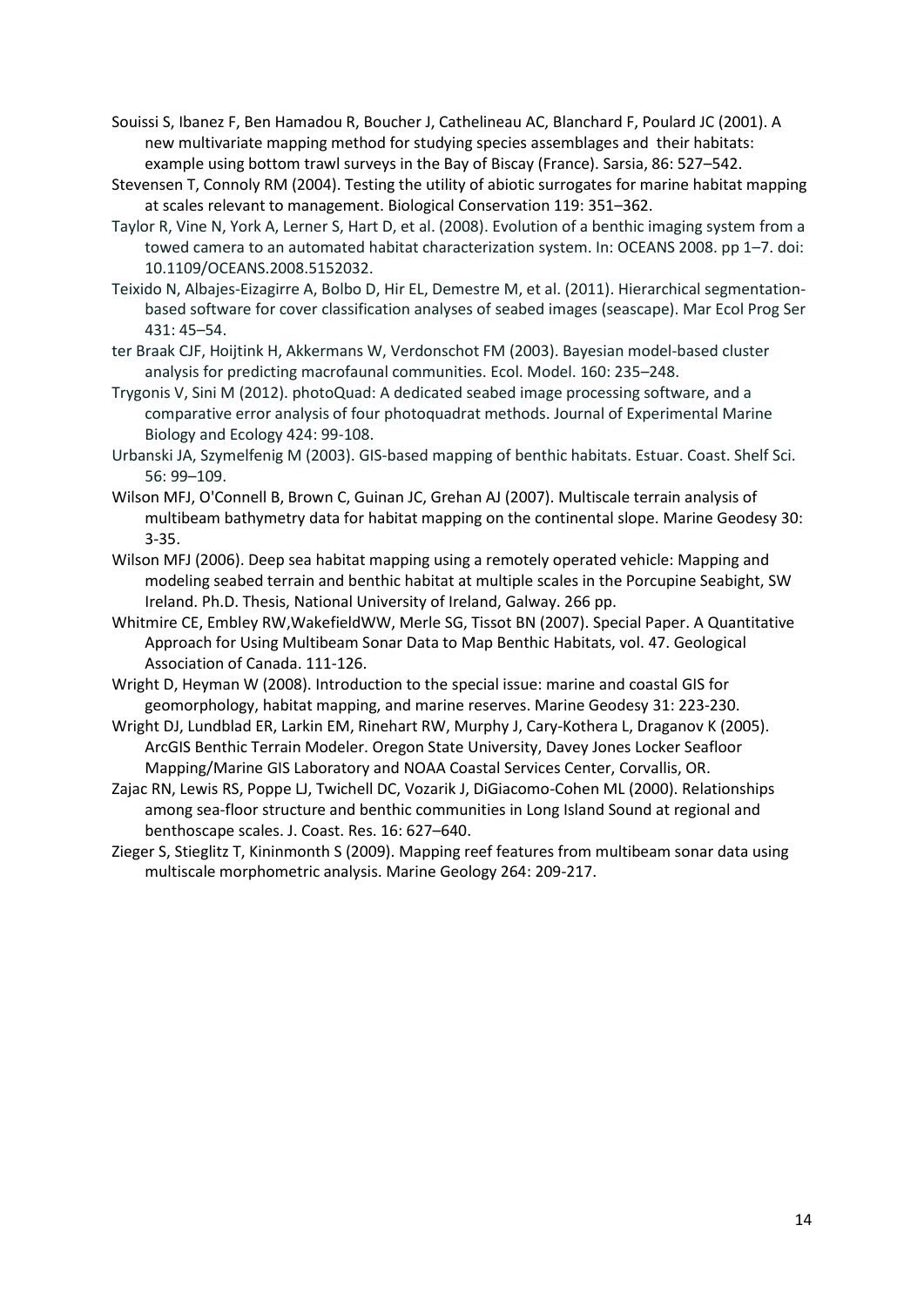Souissi S, Ibanez F, Ben Hamadou R, Boucher J, Cathelineau AC, Blanchard F, Poulard JC (2001). A new multivariate mapping method for studying species assemblages and their habitats: example using bottom trawl surveys in the Bay of Biscay (France). Sarsia, 86: 527–542.

Stevensen T, Connoly RM (2004). Testing the utility of abiotic surrogates for marine habitat mapping at scales relevant to management. Biological Conservation 119: 351–362.

Taylor R, Vine N, York A, Lerner S, Hart D, et al. (2008). Evolution of a benthic imaging system from a towed camera to an automated habitat characterization system. In: OCEANS 2008. pp 1–7. doi: 10.1109/OCEANS.2008.5152032.

Teixido N, Albajes-Eizagirre A, Bolbo D, Hir EL, Demestre M, et al. (2011). Hierarchical segmentation-based software for cover classification analyses of seabed images (seascape). Mar Ecol Prog Ser 431: 45–54.

ter Braak CJF, Hoijtink H, Akkermans W, Verdonschot FM (2003). Bayesian model-based cluster analysis for predicting macrofaunal communities. Ecol. Model. 160: 235–248.

Trygonis V, Sini M (2012). photoQuad: A dedicated seabed image processing software, and a comparative error analysis of four photoquadrat methods. Journal of Experimental Marine Biology and Ecology 424: 99-108.

Urbanski JA, Szymelfenig M (2003). GIS-based mapping of benthic habitats. Estuar. Coast. Shelf Sci. 56: 99–109.

Wilson MFJ, O'Connell B, Brown C, Guinan JC, Grehan AJ (2007). Multiscale terrain analysis of multibeam bathymetry data for habitat mapping on the continental slope. Marine Geodesy 30: 3-35.

Wilson MFJ (2006). Deep sea habitat mapping using a remotely operated vehicle: Mapping and modeling seabed terrain and benthic habitat at multiple scales in the Porcupine Seabight, SW Ireland. Ph.D. Thesis, National University of Ireland, Galway. 266 pp.

Whitmire CE, Embley RW,WakefieldWW, Merle SG, Tissot BN (2007). Special Paper. A Quantitative Approach for Using Multibeam Sonar Data to Map Benthic Habitats, vol. 47. Geological Association of Canada. 111-126.

Wright D, Heyman W (2008). Introduction to the special issue: marine and coastal GIS for geomorphology, habitat mapping, and marine reserves. Marine Geodesy 31: 223-230.

Wright DJ, Lundblad ER, Larkin EM, Rinehart RW, Murphy J, Cary-Kothera L, Draganov K (2005). ArcGIS Benthic Terrain Modeler. Oregon State University, Davey Jones Locker Seafloor Mapping/Marine GIS Laboratory and NOAA Coastal Services Center, Corvallis, OR.

Zajac RN, Lewis RS, Poppe LJ, Twichell DC, Vozarik J, DiGiacomo-Cohen ML (2000). Relationships among sea-floor structure and benthic communities in Long Island Sound at regional and benthoscape scales. J. Coast. Res. 16: 627–640.

Zieger S, Stieglitz T, Kininmonth S (2009). Mapping reef features from multibeam sonar data using multiscale morphometric analysis. Marine Geology 264: 209-217.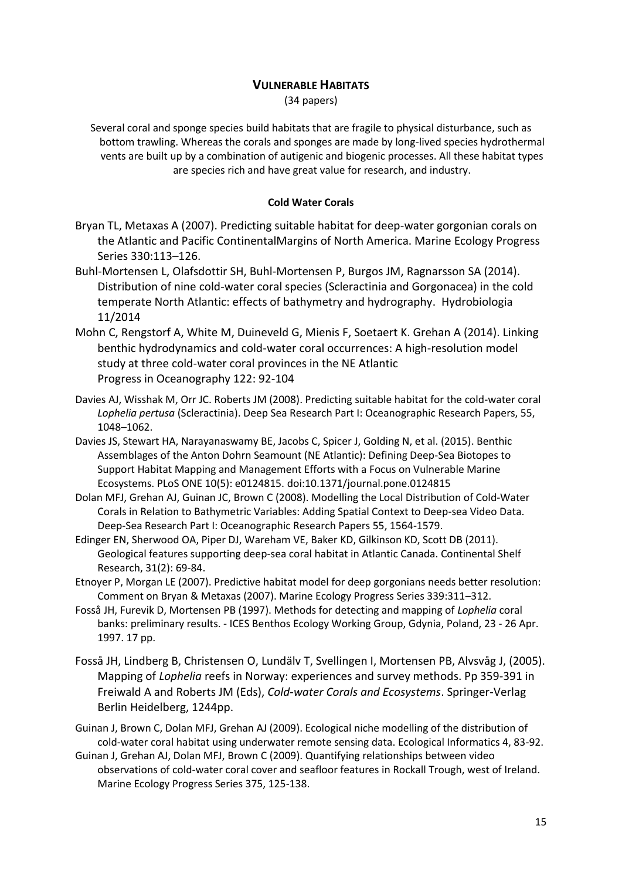## VULNERABLE HABITATS

(34 papers)

Several coral and sponge species build habitats that are fragile to physical disturbance, such as bottom trawling. Whereas the corals and sponges are made by long-lived species hydrothermal vents are built up by a combination of autigenic and biogenic processes. All these habitat types are species rich and have great value for research, and industry.

### Cold Water Corals

Bryan TL, Metaxas A (2007). Predicting suitable habitat for deep-water gorgonian corals on the Atlantic and Pacific ContinentalMargins of North America. Marine Ecology Progress Series 330:113–126.

Buhl-Mortensen L, Olafsdottir SH, Buhl-Mortensen P, Burgos JM, Ragnarsson SA (2014). Distribution of nine cold-water coral species (Scleractinia and Gorgonacea) in the cold temperate North Atlantic: effects of bathymetry and hydrography. Hydrobiologia 11/2014

Mohn C, Rengstorf A, White M, Duineveld G, Mienis F, Soetaert K. Grehan A (2014). Linking benthic hydrodynamics and cold-water coral occurrences: A high-resolution model study at three cold-water coral provinces in the NE Atlantic Progress in Oceanography 122: 92-104

Davies AJ, Wisshak M, Orr JC. Roberts JM (2008). Predicting suitable habitat for the cold-water coral *Lophelia pertusa* (Scleractinia). Deep Sea Research Part I: Oceanographic Research Papers, 55, 1048–1062.

Davies JS, Stewart HA, Narayanaswamy BE, Jacobs C, Spicer J, Golding N, et al. (2015). Benthic Assemblages of the Anton Dohrn Seamount (NE Atlantic): Defining Deep-Sea Biotopes to Support Habitat Mapping and Management Efforts with a Focus on Vulnerable Marine Ecosystems. PLoS ONE 10(5): e0124815. doi:10.1371/journal.pone.0124815

Dolan MFJ, Grehan AJ, Guinan JC, Brown C (2008). Modelling the Local Distribution of Cold-Water Corals in Relation to Bathymetric Variables: Adding Spatial Context to Deep-sea Video Data. Deep-Sea Research Part I: Oceanographic Research Papers 55, 1564-1579.

Edinger EN, Sherwood OA, Piper DJ, Wareham VE, Baker KD, Gilkinson KD, Scott DB (2011). Geological features supporting deep-sea coral habitat in Atlantic Canada. Continental Shelf Research, 31(2): 69-84.

Etnoyer P, Morgan LE (2007). Predictive habitat model for deep gorgonians needs better resolution: Comment on Bryan & Metaxas (2007). Marine Ecology Progress Series 339:311–312.

Fosså JH, Furevik D, Mortensen PB (1997). Methods for detecting and mapping of *Lophelia* coral banks: preliminary results. - ICES Benthos Ecology Working Group, Gdynia, Poland, 23 - 26 Apr. 1997. 17 pp.

Fosså JH, Lindberg B, Christensen O, Lundälv T, Svellingen I, Mortensen PB, Alvsvåg J, (2005). Mapping of *Lophelia* reefs in Norway: experiences and survey methods. Pp 359-391 in Freiwald A and Roberts JM (Eds), *Cold-water Corals and Ecosystems*. Springer-Verlag Berlin Heidelberg, 1244pp.

Guinan J, Brown C, Dolan MFJ, Grehan AJ (2009). Ecological niche modelling of the distribution of cold-water coral habitat using underwater remote sensing data. Ecological Informatics 4, 83-92.

Guinan J, Grehan AJ, Dolan MFJ, Brown C (2009). Quantifying relationships between video observations of cold-water coral cover and seafloor features in Rockall Trough, west of Ireland. Marine Ecology Progress Series 375, 125-138.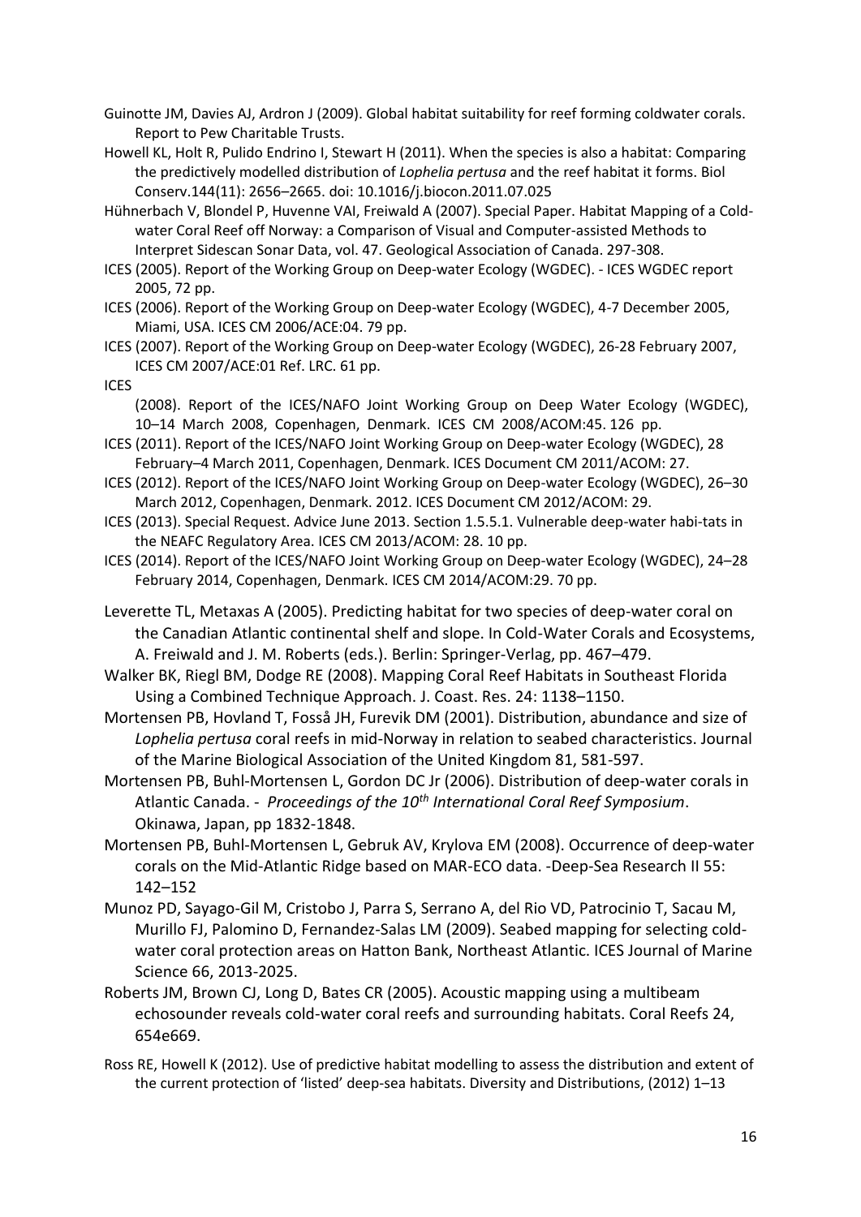Guinotte JM, Davies AJ, Ardron J (2009). Global habitat suitability for reef forming coldwater corals. Report to Pew Charitable Trusts.

Howell KL, Holt R, Pulido Endrino I, Stewart H (2011). When the species is also a habitat: Comparing the predictively modelled distribution of *Lophelia pertusa* and the reef habitat it forms. Biol Conserv.144(11): 2656–2665. doi: 10.1016/j.biocon.2011.07.025

Hühnerbach V, Blondel P, Huvenne VAI, Freiwald A (2007). Special Paper. Habitat Mapping of a Cold-water Coral Reef off Norway: a Comparison of Visual and Computer-assisted Methods to Interpret Sidescan Sonar Data, vol. 47. Geological Association of Canada. 297-308.

ICES (2005). Report of the Working Group on Deep-water Ecology (WGDEC). - ICES WGDEC report 2005, 72 pp.

ICES (2006). Report of the Working Group on Deep-water Ecology (WGDEC), 4-7 December 2005, Miami, USA. ICES CM 2006/ACE:04. 79 pp.

ICES (2007). Report of the Working Group on Deep-water Ecology (WGDEC), 26-28 February 2007, ICES CM 2007/ACE:01 Ref. LRC. 61 pp.

ICES (2008). Report of the ICES/NAFO Joint Working Group on Deep Water Ecology (WGDEC), 10–14 March 2008, Copenhagen, Denmark. ICES CM 2008/ACOM:45. 126 pp.

ICES (2011). Report of the ICES/NAFO Joint Working Group on Deep-water Ecology (WGDEC), 28 February–4 March 2011, Copenhagen, Denmark. ICES Document CM 2011/ACOM: 27.

ICES (2012). Report of the ICES/NAFO Joint Working Group on Deep-water Ecology (WGDEC), 26–30 March 2012, Copenhagen, Denmark. 2012. ICES Document CM 2012/ACOM: 29.

ICES (2013). Special Request. Advice June 2013. Section 1.5.5.1. Vulnerable deep-water habi-tats in the NEAFC Regulatory Area. ICES CM 2013/ACOM: 28. 10 pp.

ICES (2014). Report of the ICES/NAFO Joint Working Group on Deep-water Ecology (WGDEC), 24–28 February 2014, Copenhagen, Denmark. ICES CM 2014/ACOM:29. 70 pp.

Leverette TL, Metaxas A (2005). Predicting habitat for two species of deep-water coral on the Canadian Atlantic continental shelf and slope. In Cold-Water Corals and Ecosystems, A. Freiwald and J. M. Roberts (eds.). Berlin: Springer-Verlag, pp. 467–479.

Walker BK, Riegl BM, Dodge RE (2008). Mapping Coral Reef Habitats in Southeast Florida Using a Combined Technique Approach. J. Coast. Res. 24: 1138–1150.

Mortensen PB, Hovland T, Fosså JH, Furevik DM (2001). Distribution, abundance and size of *Lophelia pertusa* coral reefs in mid-Norway in relation to seabed characteristics. Journal of the Marine Biological Association of the United Kingdom 81, 581-597.

Mortensen PB, Buhl-Mortensen L, Gordon DC Jr (2006). Distribution of deep-water corals in Atlantic Canada. - *Proceedings of the 10th International Coral Reef Symposium*. Okinawa, Japan, pp 1832-1848.

Mortensen PB, Buhl-Mortensen L, Gebruk AV, Krylova EM (2008). Occurrence of deep-water corals on the Mid-Atlantic Ridge based on MAR-ECO data. -Deep-Sea Research II 55: 142–152

Munoz PD, Sayago-Gil M, Cristobo J, Parra S, Serrano A, del Rio VD, Patrocinio T, Sacau M, Murillo FJ, Palomino D, Fernandez-Salas LM (2009). Seabed mapping for selecting cold-water coral protection areas on Hatton Bank, Northeast Atlantic. ICES Journal of Marine Science 66, 2013-2025.

Roberts JM, Brown CJ, Long D, Bates CR (2005). Acoustic mapping using a multibeam echosounder reveals cold-water coral reefs and surrounding habitats. Coral Reefs 24, 654e669.

Ross RE, Howell K (2012). Use of predictive habitat modelling to assess the distribution and extent of the current protection of 'listed' deep-sea habitats. Diversity and Distributions, (2012) 1–13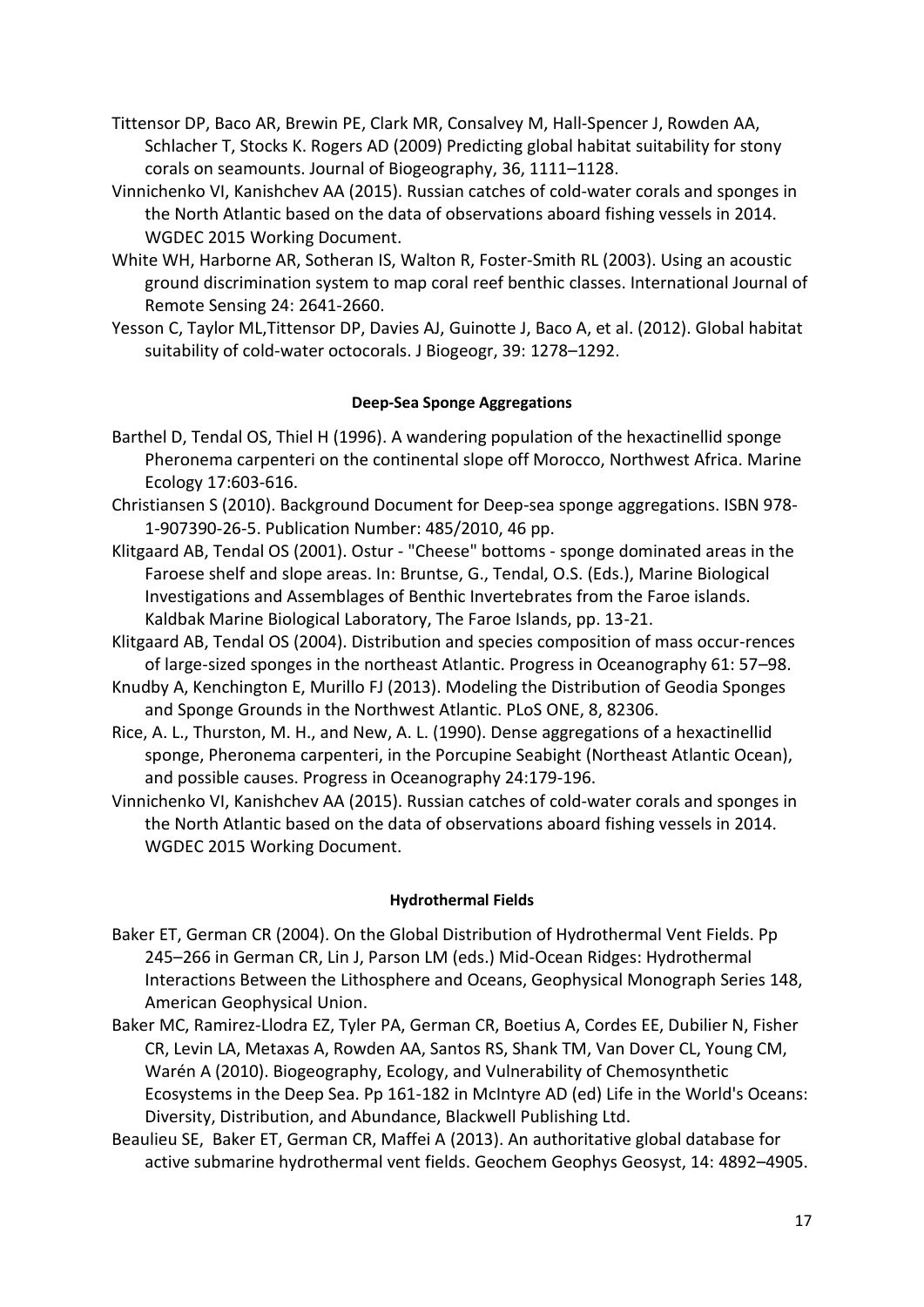Tittensor DP, Baco AR, Brewin PE, Clark MR, Consalvey M, Hall-Spencer J, Rowden AA, Schlacher T, Stocks K. Rogers AD (2009) Predicting global habitat suitability for stony corals on seamounts. Journal of Biogeography, 36, 1111–1128.

Vinnichenko VI, Kanishchev AA (2015). Russian catches of cold-water corals and sponges in the North Atlantic based on the data of observations aboard fishing vessels in 2014. WGDEC 2015 Working Document.

White WH, Harborne AR, Sotheran IS, Walton R, Foster-Smith RL (2003). Using an acoustic ground discrimination system to map coral reef benthic classes. International Journal of Remote Sensing 24: 2641-2660.

Yesson C, Taylor ML,Tittensor DP, Davies AJ, Guinotte J, Baco A, et al. (2012). Global habitat suitability of cold-water octocorals. J Biogeogr, 39: 1278–1292.

**Deep-Sea Sponge Aggregations**

Barthel D, Tendal OS, Thiel H (1996). A wandering population of the hexactinellid sponge Pheronema carpenteri on the continental slope off Morocco, Northwest Africa. Marine Ecology 17:603-616.

Christiansen S (2010). Background Document for Deep-sea sponge aggregations. ISBN 978-1-907390-26-5. Publication Number: 485/2010, 46 pp.

Klitgaard AB, Tendal OS (2001). Ostur - "Cheese" bottoms - sponge dominated areas in the Faroese shelf and slope areas. In: Bruntse, G., Tendal, O.S. (Eds.), Marine Biological Investigations and Assemblages of Benthic Invertebrates from the Faroe islands. Kaldbak Marine Biological Laboratory, The Faroe Islands, pp. 13-21.

Klitgaard AB, Tendal OS (2004). Distribution and species composition of mass occur-rences of large-sized sponges in the northeast Atlantic. Progress in Oceanography 61: 57–98.

Knudby A, Kenchington E, Murillo FJ (2013). Modeling the Distribution of Geodia Sponges and Sponge Grounds in the Northwest Atlantic. PLoS ONE, 8, 82306.

Rice, A. L., Thurston, M. H., and New, A. L. (1990). Dense aggregations of a hexactinellid sponge, Pheronema carpenteri, in the Porcupine Seabight (Northeast Atlantic Ocean), and possible causes. Progress in Oceanography 24:179-196.

Vinnichenko VI, Kanishchev AA (2015). Russian catches of cold-water corals and sponges in the North Atlantic based on the data of observations aboard fishing vessels in 2014. WGDEC 2015 Working Document.

**Hydrothermal Fields**

Baker ET, German CR (2004). On the Global Distribution of Hydrothermal Vent Fields. Pp 245–266 in German CR, Lin J, Parson LM (eds.) Mid-Ocean Ridges: Hydrothermal Interactions Between the Lithosphere and Oceans, Geophysical Monograph Series 148, American Geophysical Union.

Baker MC, Ramirez-Llodra EZ, Tyler PA, German CR, Boetius A, Cordes EE, Dubilier N, Fisher CR, Levin LA, Metaxas A, Rowden AA, Santos RS, Shank TM, Van Dover CL, Young CM, Warén A (2010). Biogeography, Ecology, and Vulnerability of Chemosynthetic Ecosystems in the Deep Sea. Pp 161-182 in McIntyre AD (ed) Life in the World's Oceans: Diversity, Distribution, and Abundance, Blackwell Publishing Ltd.

Beaulieu SE, Baker ET, German CR, Maffei A (2013). An authoritative global database for active submarine hydrothermal vent fields. Geochem Geophys Geosyst, 14: 4892–4905.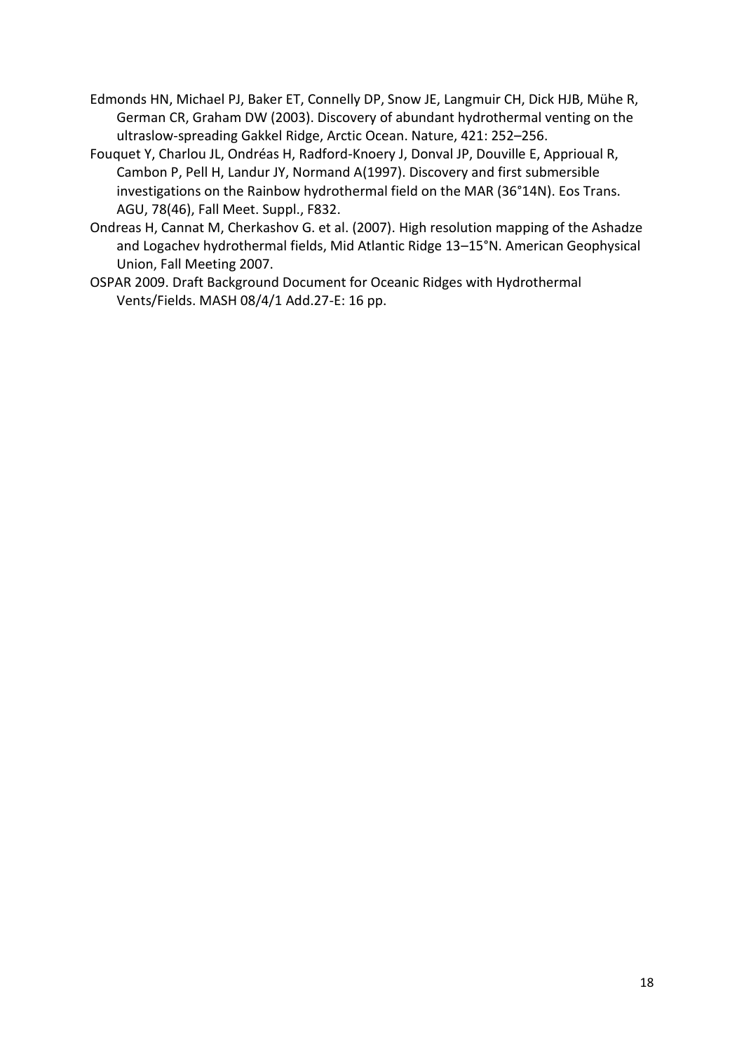Edmonds HN, Michael PJ, Baker ET, Connelly DP, Snow JE, Langmuir CH, Dick HJB, Mühe R, German CR, Graham DW (2003). Discovery of abundant hydrothermal venting on the ultraslow-spreading Gakkel Ridge, Arctic Ocean. Nature, 421: 252–256.

Fouquet Y, Charlou JL, Ondréas H, Radford-Knoery J, Donval JP, Douville E, Apprioual R, Cambon P, Pell H, Landur JY, Normand A(1997). Discovery and first submersible investigations on the Rainbow hydrothermal field on the MAR (36°14N). Eos Trans. AGU, 78(46), Fall Meet. Suppl., F832.

Ondreas H, Cannat M, Cherkashov G. et al. (2007). High resolution mapping of the Ashadze and Logachev hydrothermal fields, Mid Atlantic Ridge 13–15°N. American Geophysical Union, Fall Meeting 2007.

OSPAR 2009. Draft Background Document for Oceanic Ridges with Hydrothermal Vents/Fields. MASH 08/4/1 Add.27-E: 16 pp.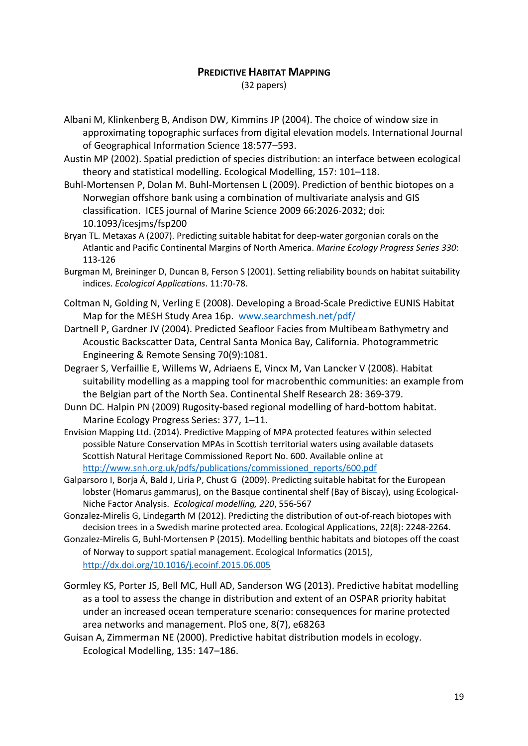## **Predictive Habitat Mapping**

(32 papers)

Albani M, Klinkenberg B, Andison DW, Kimmins JP (2004). The choice of window size in approximating topographic surfaces from digital elevation models. International Journal of Geographical Information Science 18:577–593.

Austin MP (2002). Spatial prediction of species distribution: an interface between ecological theory and statistical modelling. Ecological Modelling, 157: 101–118.

Buhl-Mortensen P, Dolan M. Buhl-Mortensen L (2009). Prediction of benthic biotopes on a Norwegian offshore bank using a combination of multivariate analysis and GIS classification. ICES journal of Marine Science 2009 66:2026-2032; doi: 10.1093/icesjms/fsp200

Bryan TL. Metaxas A (2007). Predicting suitable habitat for deep-water gorgonian corals on the Atlantic and Pacific Continental Margins of North America. *Marine Ecology Progress Series 330*: 113-126

Burgman M, Breininger D, Duncan B, Ferson S (2001). Setting reliability bounds on habitat suitability indices. *Ecological Applications*. 11:70-78.

Coltman N, Golding N, Verling E (2008). Developing a Broad-Scale Predictive EUNIS Habitat Map for the MESH Study Area 16p. www.searchmesh.net/pdf/

Dartnell P, Gardner JV (2004). Predicted Seafloor Facies from Multibeam Bathymetry and Acoustic Backscatter Data, Central Santa Monica Bay, California. Photogrammetric Engineering & Remote Sensing 70(9):1081.

Degraer S, Verfaillie E, Willems W, Adriaens E, Vincx M, Van Lancker V (2008). Habitat suitability modelling as a mapping tool for macrobenthic communities: an example from the Belgian part of the North Sea. Continental Shelf Research 28: 369-379.

Dunn DC. Halpin PN (2009) Rugosity-based regional modelling of hard-bottom habitat. Marine Ecology Progress Series: 377, 1–11.

Envision Mapping Ltd. (2014). Predictive Mapping of MPA protected features within selected possible Nature Conservation MPAs in Scottish territorial waters using available datasets Scottish Natural Heritage Commissioned Report No. 600. Available online at http://www.snh.org.uk/pdfs/publications/commissioned_reports/600.pdf

Galparsoro I, Borja Á, Bald J, Liria P, Chust G (2009). Predicting suitable habitat for the European lobster (Homarus gammarus), on the Basque continental shelf (Bay of Biscay), using Ecological-Niche Factor Analysis. *Ecological modelling, 220*, 556-567

Gonzalez-Mirelis G, Lindegarth M (2012). Predicting the distribution of out-of-reach biotopes with decision trees in a Swedish marine protected area. Ecological Applications, 22(8): 2248-2264.

Gonzalez-Mirelis G, Buhl-Mortensen P (2015). Modelling benthic habitats and biotopes off the coast of Norway to support spatial management. Ecological Informatics (2015), http://dx.doi.org/10.1016/j.ecoinf.2015.06.005

Gormley KS, Porter JS, Bell MC, Hull AD, Sanderson WG (2013). Predictive habitat modelling as a tool to assess the change in distribution and extent of an OSPAR priority habitat under an increased ocean temperature scenario: consequences for marine protected area networks and management. PloS one, 8(7), e68263

Guisan A, Zimmerman NE (2000). Predictive habitat distribution models in ecology. Ecological Modelling, 135: 147–186.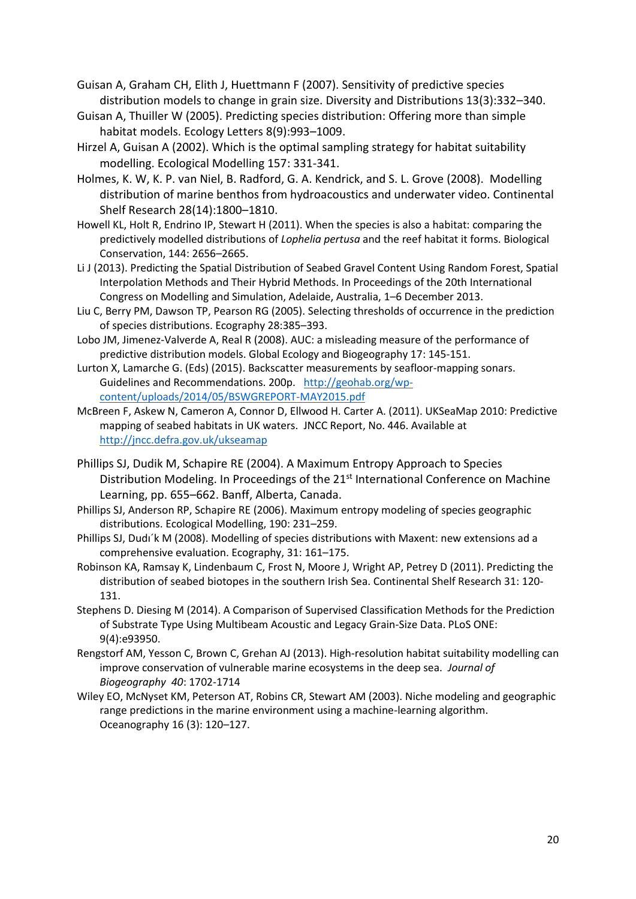Guisan A, Graham CH, Elith J, Huettmann F (2007). Sensitivity of predictive species distribution models to change in grain size. Diversity and Distributions 13(3):332–340.

Guisan A, Thuiller W (2005). Predicting species distribution: Offering more than simple habitat models. Ecology Letters 8(9):993–1009.

Hirzel A, Guisan A (2002). Which is the optimal sampling strategy for habitat suitability modelling. Ecological Modelling 157: 331-341.

Holmes, K. W, K. P. van Niel, B. Radford, G. A. Kendrick, and S. L. Grove (2008). Modelling distribution of marine benthos from hydroacoustics and underwater video. Continental Shelf Research 28(14):1800–1810.

Howell KL, Holt R, Endrino IP, Stewart H (2011). When the species is also a habitat: comparing the predictively modelled distributions of *Lophelia pertusa* and the reef habitat it forms. Biological Conservation, 144: 2656–2665.

Li J (2013). Predicting the Spatial Distribution of Seabed Gravel Content Using Random Forest, Spatial Interpolation Methods and Their Hybrid Methods. In Proceedings of the 20th International Congress on Modelling and Simulation, Adelaide, Australia, 1–6 December 2013.

Liu C, Berry PM, Dawson TP, Pearson RG (2005). Selecting thresholds of occurrence in the prediction of species distributions. Ecography 28:385–393.

Lobo JM, Jimenez-Valverde A, Real R (2008). AUC: a misleading measure of the performance of predictive distribution models. Global Ecology and Biogeography 17: 145-151.

Lurton X, Lamarche G. (Eds) (2015). Backscatter measurements by seafloor-mapping sonars. Guidelines and Recommendations. 200p. http://geohab.org/wp-content/uploads/2014/05/BSWGREPORT-MAY2015.pdf

McBreen F, Askew N, Cameron A, Connor D, Ellwood H. Carter A. (2011). UKSeaMap 2010: Predictive mapping of seabed habitats in UK waters. JNCC Report, No. 446. Available at http://jncc.defra.gov.uk/ukseamap

Phillips SJ, Dudik M, Schapire RE (2004). A Maximum Entropy Approach to Species Distribution Modeling. In Proceedings of the 21st International Conference on Machine Learning, pp. 655–662. Banff, Alberta, Canada.

Phillips SJ, Anderson RP, Schapire RE (2006). Maximum entropy modeling of species geographic distributions. Ecological Modelling, 190: 231–259.

Phillips SJ, Dudı´k M (2008). Modelling of species distributions with Maxent: new extensions ad a comprehensive evaluation. Ecography, 31: 161–175.

Robinson KA, Ramsay K, Lindenbaum C, Frost N, Moore J, Wright AP, Petrey D (2011). Predicting the distribution of seabed biotopes in the southern Irish Sea. Continental Shelf Research 31: 120-131.

Stephens D. Diesing M (2014). A Comparison of Supervised Classification Methods for the Prediction of Substrate Type Using Multibeam Acoustic and Legacy Grain-Size Data. PLoS ONE: 9(4):e93950.

Rengstorf AM, Yesson C, Brown C, Grehan AJ (2013). High-resolution habitat suitability modelling can improve conservation of vulnerable marine ecosystems in the deep sea. *Journal of Biogeography 40*: 1702-1714

Wiley EO, McNyset KM, Peterson AT, Robins CR, Stewart AM (2003). Niche modeling and geographic range predictions in the marine environment using a machine-learning algorithm. Oceanography 16 (3): 120–127.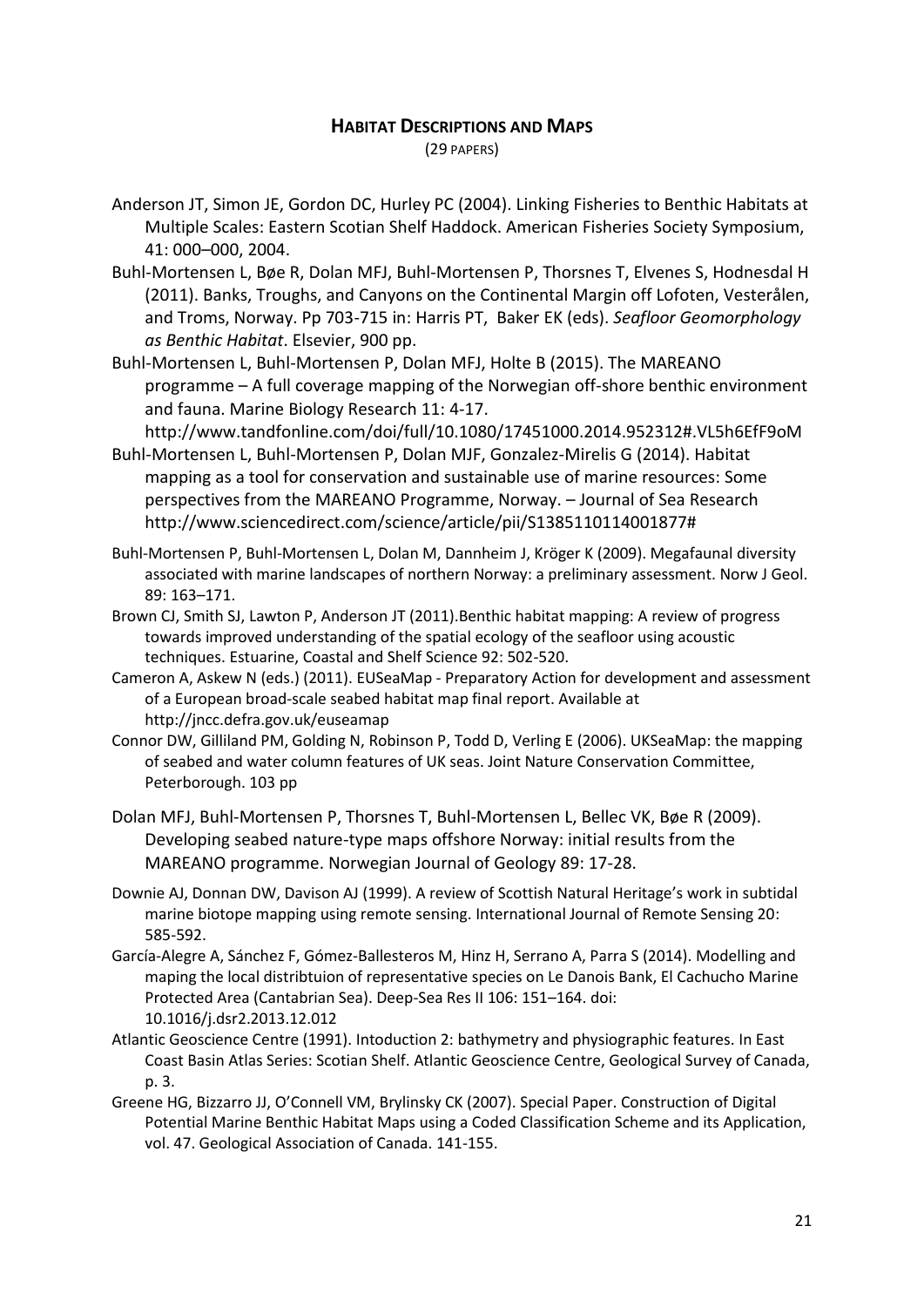## HABITAT DESCRIPTIONS AND MAPS

(29 PAPERS)

Anderson JT, Simon JE, Gordon DC, Hurley PC (2004). Linking Fisheries to Benthic Habitats at Multiple Scales: Eastern Scotian Shelf Haddock. American Fisheries Society Symposium, 41: 000–000, 2004.

Buhl-Mortensen L, Bøe R, Dolan MFJ, Buhl-Mortensen P, Thorsnes T, Elvenes S, Hodnesdal H (2011). Banks, Troughs, and Canyons on the Continental Margin off Lofoten, Vesterålen, and Troms, Norway. Pp 703-715 in: Harris PT, Baker EK (eds). *Seafloor Geomorphology as Benthic Habitat*. Elsevier, 900 pp.

Buhl-Mortensen L, Buhl-Mortensen P, Dolan MFJ, Holte B (2015). The MAREANO programme – A full coverage mapping of the Norwegian off-shore benthic environment and fauna. Marine Biology Research 11: 4-17. http://www.tandfonline.com/doi/full/10.1080/17451000.2014.952312#.VL5h6EfF9oM

Buhl-Mortensen L, Buhl-Mortensen P, Dolan MJF, Gonzalez-Mirelis G (2014). Habitat mapping as a tool for conservation and sustainable use of marine resources: Some perspectives from the MAREANO Programme, Norway. – Journal of Sea Research http://www.sciencedirect.com/science/article/pii/S1385110114001877#

Buhl-Mortensen P, Buhl-Mortensen L, Dolan M, Dannheim J, Kröger K (2009). Megafaunal diversity associated with marine landscapes of northern Norway: a preliminary assessment. Norw J Geol. 89: 163–171.

Brown CJ, Smith SJ, Lawton P, Anderson JT (2011).Benthic habitat mapping: A review of progress towards improved understanding of the spatial ecology of the seafloor using acoustic techniques. Estuarine, Coastal and Shelf Science 92: 502-520.

Cameron A, Askew N (eds.) (2011). EUSeaMap - Preparatory Action for development and assessment of a European broad-scale seabed habitat map final report. Available at http://jncc.defra.gov.uk/euseamap

Connor DW, Gilliland PM, Golding N, Robinson P, Todd D, Verling E (2006). UKSeaMap: the mapping of seabed and water column features of UK seas. Joint Nature Conservation Committee, Peterborough. 103 pp

Dolan MFJ, Buhl-Mortensen P, Thorsnes T, Buhl-Mortensen L, Bellec VK, Bøe R (2009). Developing seabed nature-type maps offshore Norway: initial results from the MAREANO programme. Norwegian Journal of Geology 89: 17-28.

Downie AJ, Donnan DW, Davison AJ (1999). A review of Scottish Natural Heritage's work in subtidal marine biotope mapping using remote sensing. International Journal of Remote Sensing 20: 585-592.

García-Alegre A, Sánchez F, Gómez-Ballesteros M, Hinz H, Serrano A, Parra S (2014). Modelling and maping the local distribtuion of representative species on Le Danois Bank, El Cachucho Marine Protected Area (Cantabrian Sea). Deep-Sea Res II 106: 151–164. doi: 10.1016/j.dsr2.2013.12.012

Atlantic Geoscience Centre (1991). Intoduction 2: bathymetry and physiographic features. In East Coast Basin Atlas Series: Scotian Shelf. Atlantic Geoscience Centre, Geological Survey of Canada, p. 3.

Greene HG, Bizzarro JJ, O'Connell VM, Brylinsky CK (2007). Special Paper. Construction of Digital Potential Marine Benthic Habitat Maps using a Coded Classification Scheme and its Application, vol. 47. Geological Association of Canada. 141-155.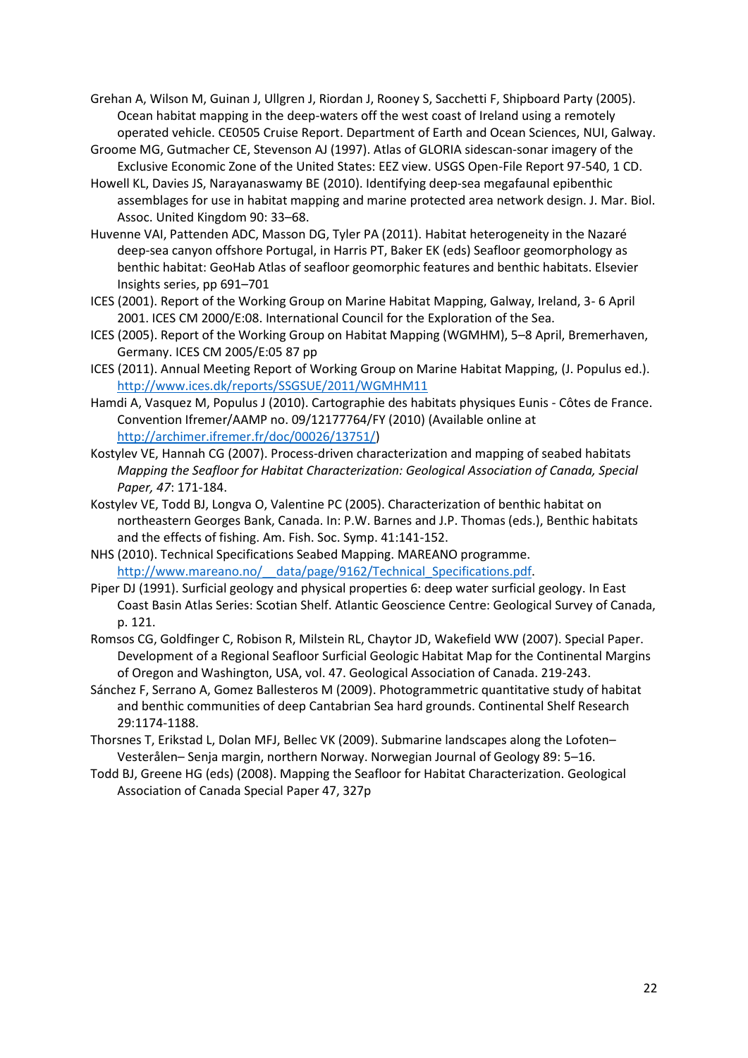Grehan A, Wilson M, Guinan J, Ullgren J, Riordan J, Rooney S, Sacchetti F, Shipboard Party (2005). Ocean habitat mapping in the deep-waters off the west coast of Ireland using a remotely operated vehicle. CE0505 Cruise Report. Department of Earth and Ocean Sciences, NUI, Galway.

Groome MG, Gutmacher CE, Stevenson AJ (1997). Atlas of GLORIA sidescan-sonar imagery of the Exclusive Economic Zone of the United States: EEZ view. USGS Open-File Report 97-540, 1 CD.

Howell KL, Davies JS, Narayanaswamy BE (2010). Identifying deep-sea megafaunal epibenthic assemblages for use in habitat mapping and marine protected area network design. J. Mar. Biol. Assoc. United Kingdom 90: 33–68.

Huvenne VAI, Pattenden ADC, Masson DG, Tyler PA (2011). Habitat heterogeneity in the Nazaré deep-sea canyon offshore Portugal, in Harris PT, Baker EK (eds) Seafloor geomorphology as benthic habitat: GeoHab Atlas of seafloor geomorphic features and benthic habitats. Elsevier Insights series, pp 691–701

ICES (2001). Report of the Working Group on Marine Habitat Mapping, Galway, Ireland, 3- 6 April 2001. ICES CM 2000/E:08. International Council for the Exploration of the Sea.

ICES (2005). Report of the Working Group on Habitat Mapping (WGMHM), 5–8 April, Bremerhaven, Germany. ICES CM 2005/E:05 87 pp

ICES (2011). Annual Meeting Report of Working Group on Marine Habitat Mapping, (J. Populus ed.). http://www.ices.dk/reports/SSGSUE/2011/WGMHM11

Hamdi A, Vasquez M, Populus J (2010). Cartographie des habitats physiques Eunis - Côtes de France. Convention Ifremer/AAMP no. 09/12177764/FY (2010) (Available online at http://archimer.ifremer.fr/doc/00026/13751/)

Kostylev VE, Hannah CG (2007). Process-driven characterization and mapping of seabed habitats *Mapping the Seafloor for Habitat Characterization: Geological Association of Canada, Special Paper, 47*: 171-184.

Kostylev VE, Todd BJ, Longva O, Valentine PC (2005). Characterization of benthic habitat on northeastern Georges Bank, Canada. In: P.W. Barnes and J.P. Thomas (eds.), Benthic habitats and the effects of fishing. Am. Fish. Soc. Symp. 41:141-152.

NHS (2010). Technical Specifications Seabed Mapping. MAREANO programme. http://www.mareano.no/__data/page/9162/Technical_Specifications.pdf.

Piper DJ (1991). Surficial geology and physical properties 6: deep water surficial geology. In East Coast Basin Atlas Series: Scotian Shelf. Atlantic Geoscience Centre: Geological Survey of Canada, p. 121.

Romsos CG, Goldfinger C, Robison R, Milstein RL, Chaytor JD, Wakefield WW (2007). Special Paper. Development of a Regional Seafloor Surficial Geologic Habitat Map for the Continental Margins of Oregon and Washington, USA, vol. 47. Geological Association of Canada. 219-243.

Sánchez F, Serrano A, Gomez Ballesteros M (2009). Photogrammetric quantitative study of habitat and benthic communities of deep Cantabrian Sea hard grounds. Continental Shelf Research 29:1174-1188.

Thorsnes T, Erikstad L, Dolan MFJ, Bellec VK (2009). Submarine landscapes along the Lofoten–Vesterålen– Senja margin, northern Norway. Norwegian Journal of Geology 89: 5–16.

Todd BJ, Greene HG (eds) (2008). Mapping the Seafloor for Habitat Characterization. Geological Association of Canada Special Paper 47, 327p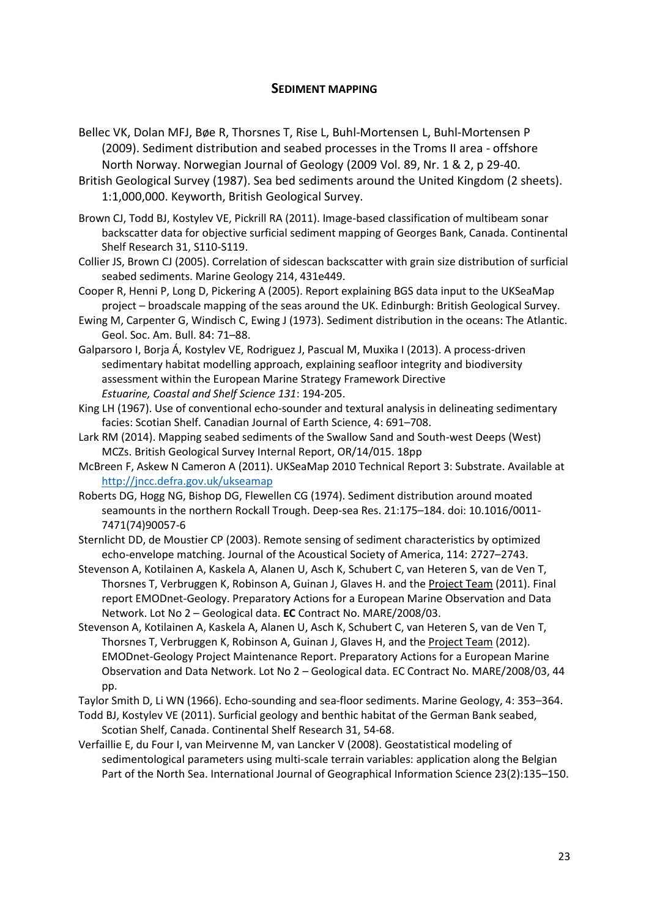## SEDIMENT MAPPING

Bellec VK, Dolan MFJ, Bøe R, Thorsnes T, Rise L, Buhl-Mortensen L, Buhl-Mortensen P (2009). Sediment distribution and seabed processes in the Troms II area - offshore North Norway. Norwegian Journal of Geology (2009 Vol. 89, Nr. 1 & 2, p 29-40.

British Geological Survey (1987). Sea bed sediments around the United Kingdom (2 sheets). 1:1,000,000. Keyworth, British Geological Survey.

Brown CJ, Todd BJ, Kostylev VE, Pickrill RA (2011). Image-based classification of multibeam sonar backscatter data for objective surficial sediment mapping of Georges Bank, Canada. Continental Shelf Research 31, S110-S119.

Collier JS, Brown CJ (2005). Correlation of sidescan backscatter with grain size distribution of surficial seabed sediments. Marine Geology 214, 431e449.

Cooper R, Henni P, Long D, Pickering A (2005). Report explaining BGS data input to the UKSeaMap project – broadscale mapping of the seas around the UK. Edinburgh: British Geological Survey.

Ewing M, Carpenter G, Windisch C, Ewing J (1973). Sediment distribution in the oceans: The Atlantic. Geol. Soc. Am. Bull. 84: 71–88.

Galparsoro I, Borja Á, Kostylev VE, Rodriguez J, Pascual M, Muxika I (2013). A process-driven sedimentary habitat modelling approach, explaining seafloor integrity and biodiversity assessment within the European Marine Strategy Framework Directive *Estuarine, Coastal and Shelf Science 131*: 194-205.

King LH (1967). Use of conventional echo-sounder and textural analysis in delineating sedimentary facies: Scotian Shelf. Canadian Journal of Earth Science, 4: 691–708.

Lark RM (2014). Mapping seabed sediments of the Swallow Sand and South-west Deeps (West) MCZs. British Geological Survey Internal Report, OR/14/015. 18pp

McBreen F, Askew N Cameron A (2011). UKSeaMap 2010 Technical Report 3: Substrate. Available at http://jncc.defra.gov.uk/ukseamap

Roberts DG, Hogg NG, Bishop DG, Flewellen CG (1974). Sediment distribution around moated seamounts in the northern Rockall Trough. Deep-sea Res. 21:175–184. doi: 10.1016/0011-7471(74)90057-6

Sternlicht DD, de Moustier CP (2003). Remote sensing of sediment characteristics by optimized echo-envelope matching. Journal of the Acoustical Society of America, 114: 2727–2743.

Stevenson A, Kotilainen A, Kaskela A, Alanen U, Asch K, Schubert C, van Heteren S, van de Ven T, Thorsnes T, Verbruggen K, Robinson A, Guinan J, Glaves H. and the Project Team (2011). Final report EMODnet-Geology. Preparatory Actions for a European Marine Observation and Data Network. Lot No 2 – Geological data. **EC** Contract No. MARE/2008/03.

Stevenson A, Kotilainen A, Kaskela A, Alanen U, Asch K, Schubert C, van Heteren S, van de Ven T, Thorsnes T, Verbruggen K, Robinson A, Guinan J, Glaves H, and the Project Team (2012). EMODnet-Geology Project Maintenance Report. Preparatory Actions for a European Marine Observation and Data Network. Lot No 2 – Geological data. EC Contract No. MARE/2008/03, 44 pp.

Taylor Smith D, Li WN (1966). Echo-sounding and sea-floor sediments. Marine Geology, 4: 353–364.

Todd BJ, Kostylev VE (2011). Surficial geology and benthic habitat of the German Bank seabed, Scotian Shelf, Canada. Continental Shelf Research 31, 54-68.

Verfaillie E, du Four I, van Meirvenne M, van Lancker V (2008). Geostatistical modeling of sedimentological parameters using multi-scale terrain variables: application along the Belgian Part of the North Sea. International Journal of Geographical Information Science 23(2):135–150.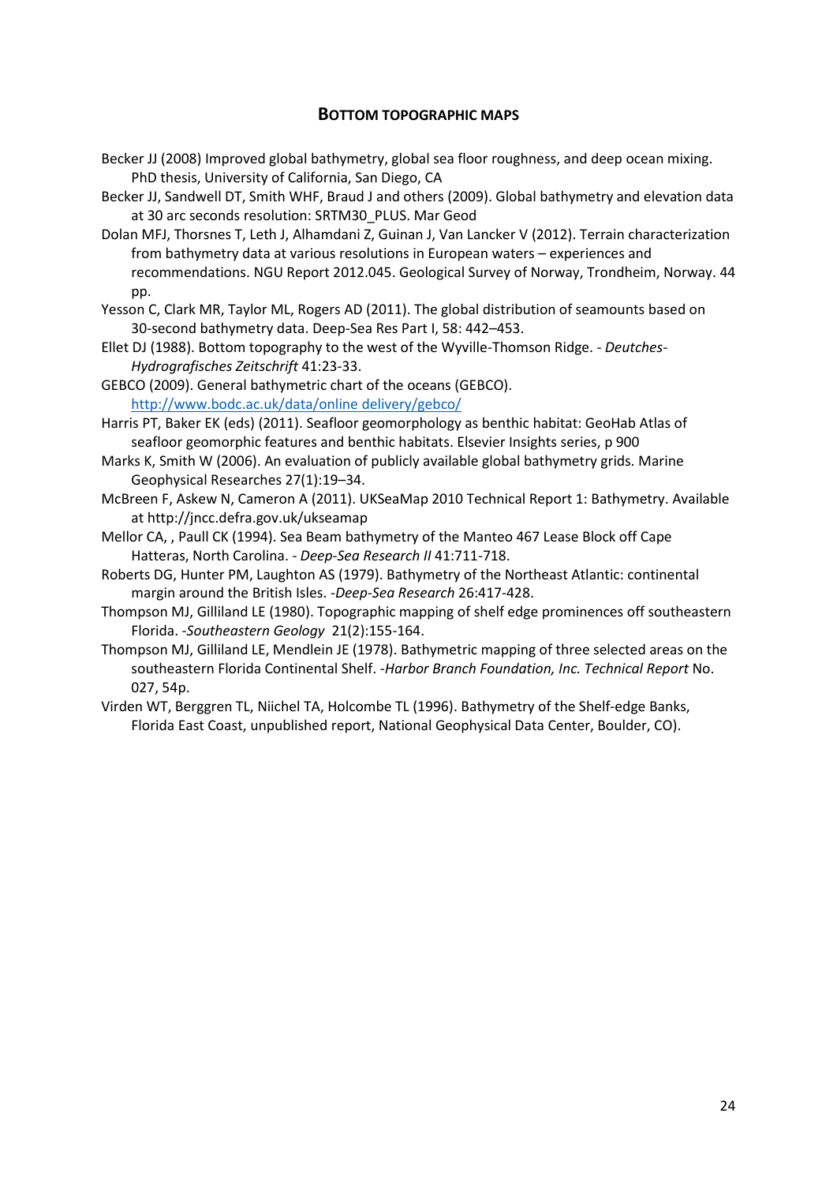## **BOTTOM TOPOGRAPHIC MAPS**

Becker JJ (2008) Improved global bathymetry, global sea floor roughness, and deep ocean mixing. PhD thesis, University of California, San Diego, CA

Becker JJ, Sandwell DT, Smith WHF, Braud J and others (2009). Global bathymetry and elevation data at 30 arc seconds resolution: SRTM30_PLUS. Mar Geod

Dolan MFJ, Thorsnes T, Leth J, Alhamdani Z, Guinan J, Van Lancker V (2012). Terrain characterization from bathymetry data at various resolutions in European waters – experiences and recommendations. NGU Report 2012.045. Geological Survey of Norway, Trondheim, Norway. 44 pp.

Yesson C, Clark MR, Taylor ML, Rogers AD (2011). The global distribution of seamounts based on 30-second bathymetry data. Deep-Sea Res Part I, 58: 442–453.

Ellet DJ (1988). Bottom topography to the west of the Wyville-Thomson Ridge. - *Deutches-Hydrografisches Zeitschrift* 41:23-33.

GEBCO (2009). General bathymetric chart of the oceans (GEBCO). http://www.bodc.ac.uk/data/online delivery/gebco/

Harris PT, Baker EK (eds) (2011). Seafloor geomorphology as benthic habitat: GeoHab Atlas of seafloor geomorphic features and benthic habitats. Elsevier Insights series, p 900

Marks K, Smith W (2006). An evaluation of publicly available global bathymetry grids. Marine Geophysical Researches 27(1):19–34.

McBreen F, Askew N, Cameron A (2011). UKSeaMap 2010 Technical Report 1: Bathymetry. Available at http://jncc.defra.gov.uk/ukseamap

Mellor CA, , Paull CK (1994). Sea Beam bathymetry of the Manteo 467 Lease Block off Cape Hatteras, North Carolina. - *Deep-Sea Research II* 41:711-718.

Roberts DG, Hunter PM, Laughton AS (1979). Bathymetry of the Northeast Atlantic: continental margin around the British Isles. -*Deep-Sea Research* 26:417-428.

Thompson MJ, Gilliland LE (1980). Topographic mapping of shelf edge prominences off southeastern Florida. -*Southeastern Geology* 21(2):155-164.

Thompson MJ, Gilliland LE, Mendlein JE (1978). Bathymetric mapping of three selected areas on the southeastern Florida Continental Shelf. -*Harbor Branch Foundation, Inc. Technical Report* No. 027, 54p.

Virden WT, Berggren TL, Niichel TA, Holcombe TL (1996). Bathymetry of the Shelf-edge Banks, Florida East Coast, unpublished report, National Geophysical Data Center, Boulder, CO).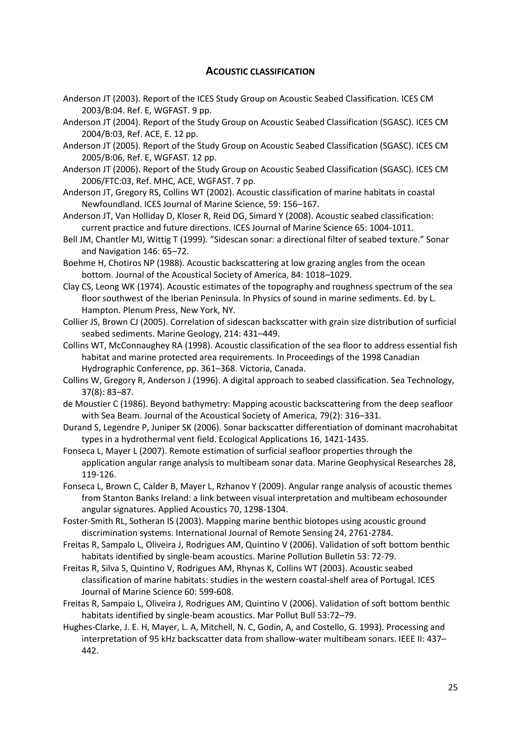## ACOUSTIC CLASSIFICATION

Anderson JT (2003). Report of the ICES Study Group on Acoustic Seabed Classification. ICES CM 2003/B:04. Ref. E, WGFAST. 9 pp.

Anderson JT (2004). Report of the Study Group on Acoustic Seabed Classification (SGASC). ICES CM 2004/B:03, Ref. ACE, E. 12 pp.

Anderson JT (2005). Report of the Study Group on Acoustic Seabed Classification (SGASC). ICES CM 2005/B:06, Ref. E, WGFAST. 12 pp.

Anderson JT (2006). Report of the Study Group on Acoustic Seabed Classification (SGASC). ICES CM 2006/FTC:03, Ref. MHC, ACE, WGFAST. 7 pp.

Anderson JT, Gregory RS, Collins WT (2002). Acoustic classification of marine habitats in coastal Newfoundland. ICES Journal of Marine Science, 59: 156–167.

Anderson JT, Van Holliday D, Kloser R, Reid DG, Simard Y (2008). Acoustic seabed classification: current practice and future directions. ICES Journal of Marine Science 65: 1004-1011.

Bell JM, Chantler MJ, Wittig T (1999). "Sidescan sonar: a directional filter of seabed texture." Sonar and Navigation 146: 65–72.

Boehme H, Chotiros NP (1988). Acoustic backscattering at low grazing angles from the ocean bottom. Journal of the Acoustical Society of America, 84: 1018–1029.

Clay CS, Leong WK (1974). Acoustic estimates of the topography and roughness spectrum of the sea floor southwest of the Iberian Peninsula. In Physics of sound in marine sediments. Ed. by L. Hampton. Plenum Press, New York, NY.

Collier JS, Brown CJ (2005). Correlation of sidescan backscatter with grain size distribution of surficial seabed sediments. Marine Geology, 214: 431–449.

Collins WT, McConnaughey RA (1998). Acoustic classification of the sea floor to address essential fish habitat and marine protected area requirements. In Proceedings of the 1998 Canadian Hydrographic Conference, pp. 361–368. Victoria, Canada.

Collins W, Gregory R, Anderson J (1996). A digital approach to seabed classification. Sea Technology, 37(8): 83–87.

de Moustier C (1986). Beyond bathymetry: Mapping acoustic backscattering from the deep seafloor with Sea Beam. Journal of the Acoustical Society of America, 79(2): 316–331.

Durand S, Legendre P, Juniper SK (2006). Sonar backscatter differentiation of dominant macrohabitat types in a hydrothermal vent field. Ecological Applications 16, 1421-1435.

Fonseca L, Mayer L (2007). Remote estimation of surficial seafloor properties through the application angular range analysis to multibeam sonar data. Marine Geophysical Researches 28, 119-126.

Fonseca L, Brown C, Calder B, Mayer L, Rzhanov Y (2009). Angular range analysis of acoustic themes from Stanton Banks Ireland: a link between visual interpretation and multibeam echosounder angular signatures. Applied Acoustics 70, 1298-1304.

Foster-Smith RL, Sotheran IS (2003). Mapping marine benthic biotopes using acoustic ground discrimination systems. International Journal of Remote Sensing 24, 2761-2784.

Freitas R, Sampalo L, Oliveira J, Rodrigues AM, Quintino V (2006). Validation of soft bottom benthic habitats identified by single-beam acoustics. Marine Pollution Bulletin 53: 72-79.

Freitas R, Silva S, Quintino V, Rodrigues AM, Rhynas K, Collins WT (2003). Acoustic seabed classification of marine habitats: studies in the western coastal-shelf area of Portugal. ICES Journal of Marine Science 60: 599-608.

Freitas R, Sampaio L, Oliveira J, Rodrigues AM, Quintino V (2006). Validation of soft bottom benthic habitats identified by single-beam acoustics. Mar Pollut Bull 53:72–79.

Hughes-Clarke, J. E. H, Mayer, L. A, Mitchell, N. C, Godin, A, and Costello, G. 1993). Processing and interpretation of 95 kHz backscatter data from shallow-water multibeam sonars. IEEE II: 437–442.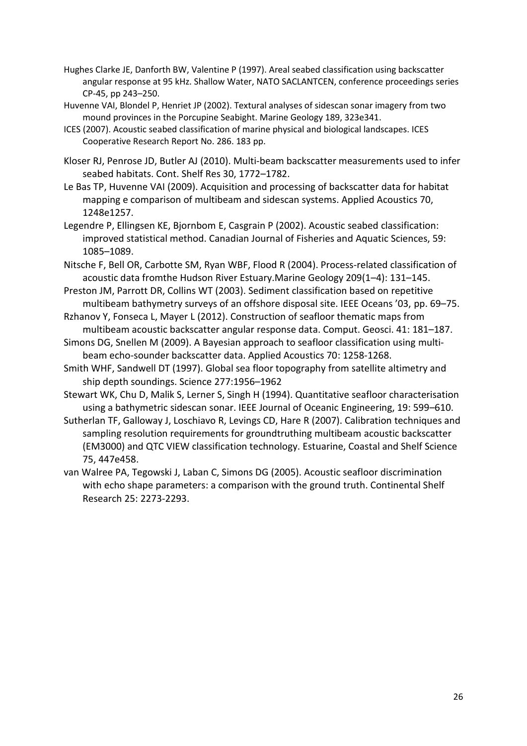Hughes Clarke JE, Danforth BW, Valentine P (1997). Areal seabed classification using backscatter angular response at 95 kHz. Shallow Water, NATO SACLANTCEN, conference proceedings series CP-45, pp 243–250.

Huvenne VAI, Blondel P, Henriet JP (2002). Textural analyses of sidescan sonar imagery from two mound provinces in the Porcupine Seabight. Marine Geology 189, 323e341.

ICES (2007). Acoustic seabed classification of marine physical and biological landscapes. ICES Cooperative Research Report No. 286. 183 pp.

Kloser RJ, Penrose JD, Butler AJ (2010). Multi-beam backscatter measurements used to infer seabed habitats. Cont. Shelf Res 30, 1772–1782.

Le Bas TP, Huvenne VAI (2009). Acquisition and processing of backscatter data for habitat mapping e comparison of multibeam and sidescan systems. Applied Acoustics 70, 1248e1257.

Legendre P, Ellingsen KE, Bjornbom E, Casgrain P (2002). Acoustic seabed classification: improved statistical method. Canadian Journal of Fisheries and Aquatic Sciences, 59: 1085–1089.

Nitsche F, Bell OR, Carbotte SM, Ryan WBF, Flood R (2004). Process-related classification of acoustic data fromthe Hudson River Estuary.Marine Geology 209(1–4): 131–145.

Preston JM, Parrott DR, Collins WT (2003). Sediment classification based on repetitive multibeam bathymetry surveys of an offshore disposal site. IEEE Oceans '03, pp. 69–75.

Rzhanov Y, Fonseca L, Mayer L (2012). Construction of seafloor thematic maps from multibeam acoustic backscatter angular response data. Comput. Geosci. 41: 181–187.

Simons DG, Snellen M (2009). A Bayesian approach to seafloor classification using multi-beam echo-sounder backscatter data. Applied Acoustics 70: 1258-1268.

Smith WHF, Sandwell DT (1997). Global sea floor topography from satellite altimetry and ship depth soundings. Science 277:1956–1962

Stewart WK, Chu D, Malik S, Lerner S, Singh H (1994). Quantitative seafloor characterisation using a bathymetric sidescan sonar. IEEE Journal of Oceanic Engineering, 19: 599–610.

Sutherlan TF, Galloway J, Loschiavo R, Levings CD, Hare R (2007). Calibration techniques and sampling resolution requirements for groundtruthing multibeam acoustic backscatter (EM3000) and QTC VIEW classification technology. Estuarine, Coastal and Shelf Science 75, 447e458.

van Walree PA, Tegowski J, Laban C, Simons DG (2005). Acoustic seafloor discrimination with echo shape parameters: a comparison with the ground truth. Continental Shelf Research 25: 2273-2293.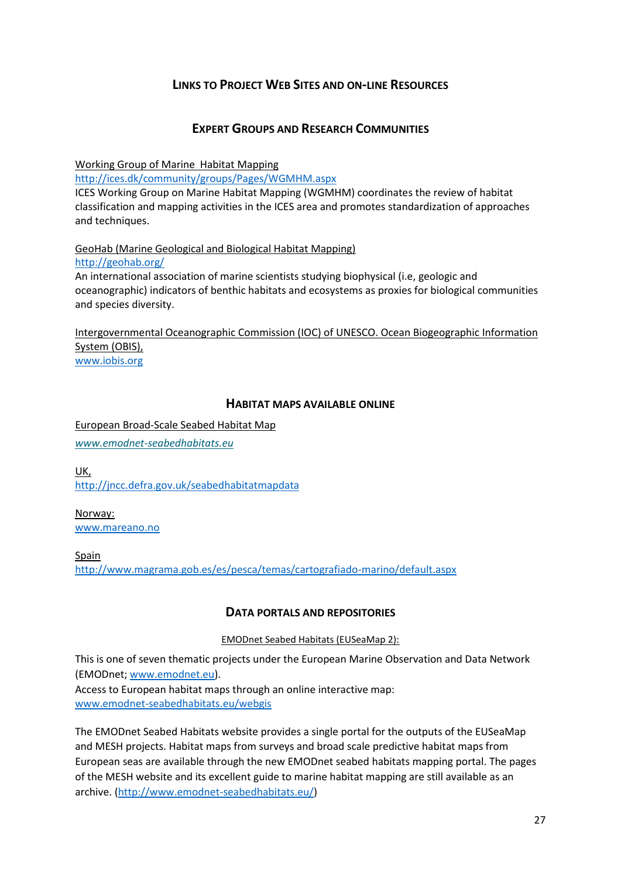# Links to Project Web Sites and on-line Resources

## Expert Groups and Research Communities

Working Group of Marine Habitat Mapping
http://ices.dk/community/groups/Pages/WGMHM.aspx
ICES Working Group on Marine Habitat Mapping (WGMHM) coordinates the review of habitat classification and mapping activities in the ICES area and promotes standardization of approaches and techniques.

GeoHab (Marine Geological and Biological Habitat Mapping)
http://geohab.org/
An international association of marine scientists studying biophysical (i.e, geologic and oceanographic) indicators of benthic habitats and ecosystems as proxies for biological communities and species diversity.

Intergovernmental Oceanographic Commission (IOC) of UNESCO. Ocean Biogeographic Information System (OBIS),
www.iobis.org

## Habitat maps available online

European Broad-Scale Seabed Habitat Map

*www.emodnet-seabedhabitats.eu*

UK,
http://jncc.defra.gov.uk/seabedhabitatmapdata

Norway:
www.mareano.no

Spain
http://www.magrama.gob.es/es/pesca/temas/cartografiado-marino/default.aspx

## Data portals and repositories

EMODnet Seabed Habitats (EUSeaMap 2):

This is one of seven thematic projects under the European Marine Observation and Data Network (EMODnet; www.emodnet.eu).
Access to European habitat maps through an online interactive map:
www.emodnet-seabedhabitats.eu/webgis

The EMODnet Seabed Habitats website provides a single portal for the outputs of the EUSeaMap and MESH projects. Habitat maps from surveys and broad scale predictive habitat maps from European seas are available through the new EMODnet seabed habitats mapping portal. The pages of the MESH website and its excellent guide to marine habitat mapping are still available as an archive. (http://www.emodnet-seabedhabitats.eu/)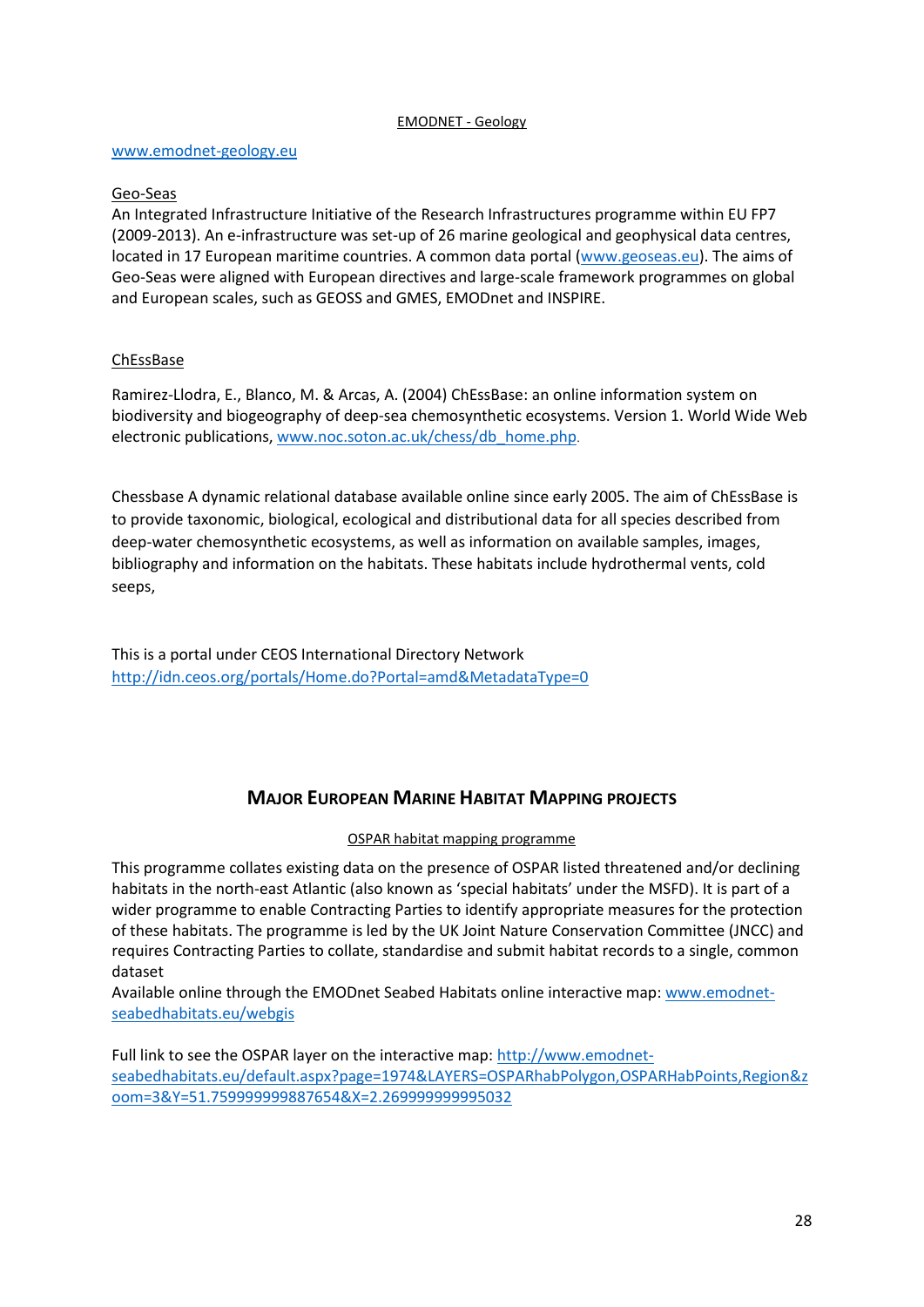<u>EMODNET - Geology</u>

[www.emodnet-geology.eu](www.emodnet-geology.eu)

<u>Geo-Seas</u>

An Integrated Infrastructure Initiative of the Research Infrastructures programme within EU FP7 (2009-2013). An e-infrastructure was set-up of 26 marine geological and geophysical data centres, located in 17 European maritime countries. A common data portal ([www.geoseas.eu](www.geoseas.eu)). The aims of Geo-Seas were aligned with European directives and large-scale framework programmes on global and European scales, such as GEOSS and GMES, EMODnet and INSPIRE.

<u>ChEssBase</u>

Ramirez-Llodra, E., Blanco, M. & Arcas, A. (2004) ChEssBase: an online information system on biodiversity and biogeography of deep-sea chemosynthetic ecosystems. Version 1. World Wide Web electronic publications, [www.noc.soton.ac.uk/chess/db_home.php](www.noc.soton.ac.uk/chess/db_home.php).

Chessbase A dynamic relational database available online since early 2005. The aim of ChEssBase is to provide taxonomic, biological, ecological and distributional data for all species described from deep-water chemosynthetic ecosystems, as well as information on available samples, images, bibliography and information on the habitats. These habitats include hydrothermal vents, cold seeps,

This is a portal under CEOS International Directory Network
[http://idn.ceos.org/portals/Home.do?Portal=amd&MetadataType=0](http://idn.ceos.org/portals/Home.do?Portal=amd&MetadataType=0)

## MAJOR EUROPEAN MARINE HABITAT MAPPING PROJECTS

<u>OSPAR habitat mapping programme</u>

This programme collates existing data on the presence of OSPAR listed threatened and/or declining habitats in the north-east Atlantic (also known as 'special habitats' under the MSFD). It is part of a wider programme to enable Contracting Parties to identify appropriate measures for the protection of these habitats. The programme is led by the UK Joint Nature Conservation Committee (JNCC) and requires Contracting Parties to collate, standardise and submit habitat records to a single, common dataset

Available online through the EMODnet Seabed Habitats online interactive map: [www.emodnet-seabedhabitats.eu/webgis](www.emodnet-seabedhabitats.eu/webgis)

Full link to see the OSPAR layer on the interactive map: [http://www.emodnet-seabedhabitats.eu/default.aspx?page=1974&LAYERS=OSPARhabPolygon,OSPARHabPoints,Region&zoom=3&Y=51.759999999887654&X=2.269999999995032](http://www.emodnet-seabedhabitats.eu/default.aspx?page=1974&LAYERS=OSPARhabPolygon,OSPARHabPoints,Region&zoom=3&Y=51.759999999887654&X=2.269999999995032)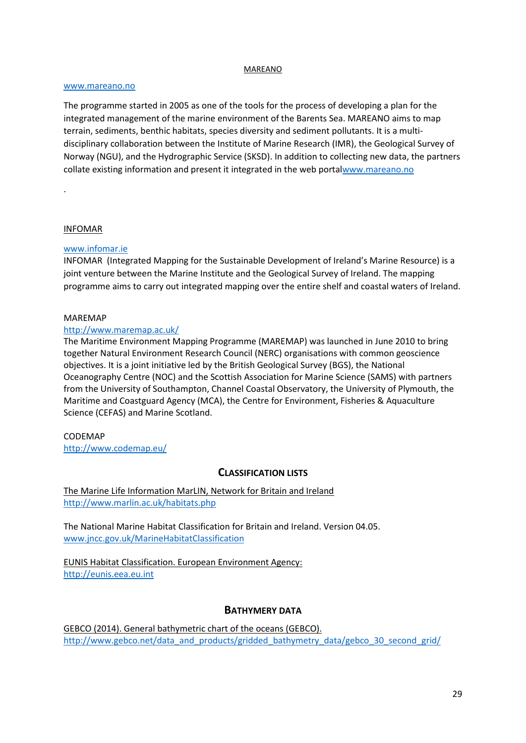MAREANO

www.mareano.no

The programme started in 2005 as one of the tools for the process of developing a plan for the integrated management of the marine environment of the Barents Sea. MAREANO aims to map terrain, sediments, benthic habitats, species diversity and sediment pollutants. It is a multi-disciplinary collaboration between the Institute of Marine Research (IMR), the Geological Survey of Norway (NGU), and the Hydrographic Service (SKSD). In addition to collecting new data, the partners collate existing information and present it integrated in the web portalwww.mareano.no

.

INFOMAR

www.infomar.ie
INFOMAR (Integrated Mapping for the Sustainable Development of Ireland's Marine Resource) is a joint venture between the Marine Institute and the Geological Survey of Ireland. The mapping programme aims to carry out integrated mapping over the entire shelf and coastal waters of Ireland.

MAREMAP
http://www.maremap.ac.uk/
The Maritime Environment Mapping Programme (MAREMAP) was launched in June 2010 to bring together Natural Environment Research Council (NERC) organisations with common geoscience objectives. It is a joint initiative led by the British Geological Survey (BGS), the National Oceanography Centre (NOC) and the Scottish Association for Marine Science (SAMS) with partners from the University of Southampton, Channel Coastal Observatory, the University of Plymouth, the Maritime and Coastguard Agency (MCA), the Centre for Environment, Fisheries & Aquaculture Science (CEFAS) and Marine Scotland.

CODEMAP
http://www.codemap.eu/

## Classification Lists

The Marine Life Information MarLIN, Network for Britain and Ireland
http://www.marlin.ac.uk/habitats.php

The National Marine Habitat Classification for Britain and Ireland. Version 04.05.
www.jncc.gov.uk/MarineHabitatClassification

EUNIS Habitat Classification. European Environment Agency:
http://eunis.eea.eu.int

## Bathymery Data

GEBCO (2014). General bathymetric chart of the oceans (GEBCO).
http://www.gebco.net/data_and_products/gridded_bathymetry_data/gebco_30_second_grid/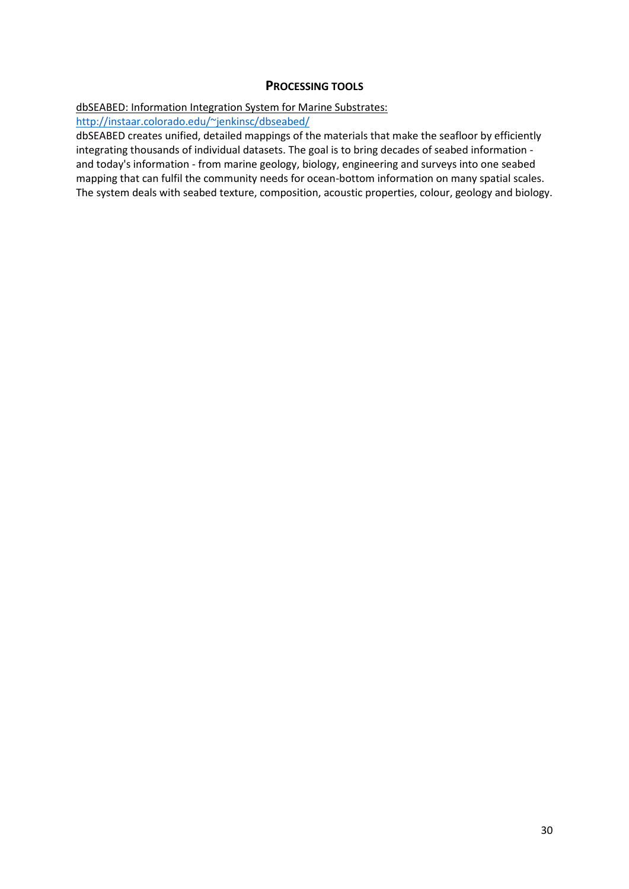## PROCESSING TOOLS

dbSEABED: Information Integration System for Marine Substrates:
http://instaar.colorado.edu/~jenkinsc/dbseabed/

dbSEABED creates unified, detailed mappings of the materials that make the seafloor by efficiently integrating thousands of individual datasets. The goal is to bring decades of seabed information - and today's information - from marine geology, biology, engineering and surveys into one seabed mapping that can fulfil the community needs for ocean-bottom information on many spatial scales. The system deals with seabed texture, composition, acoustic properties, colour, geology and biology.